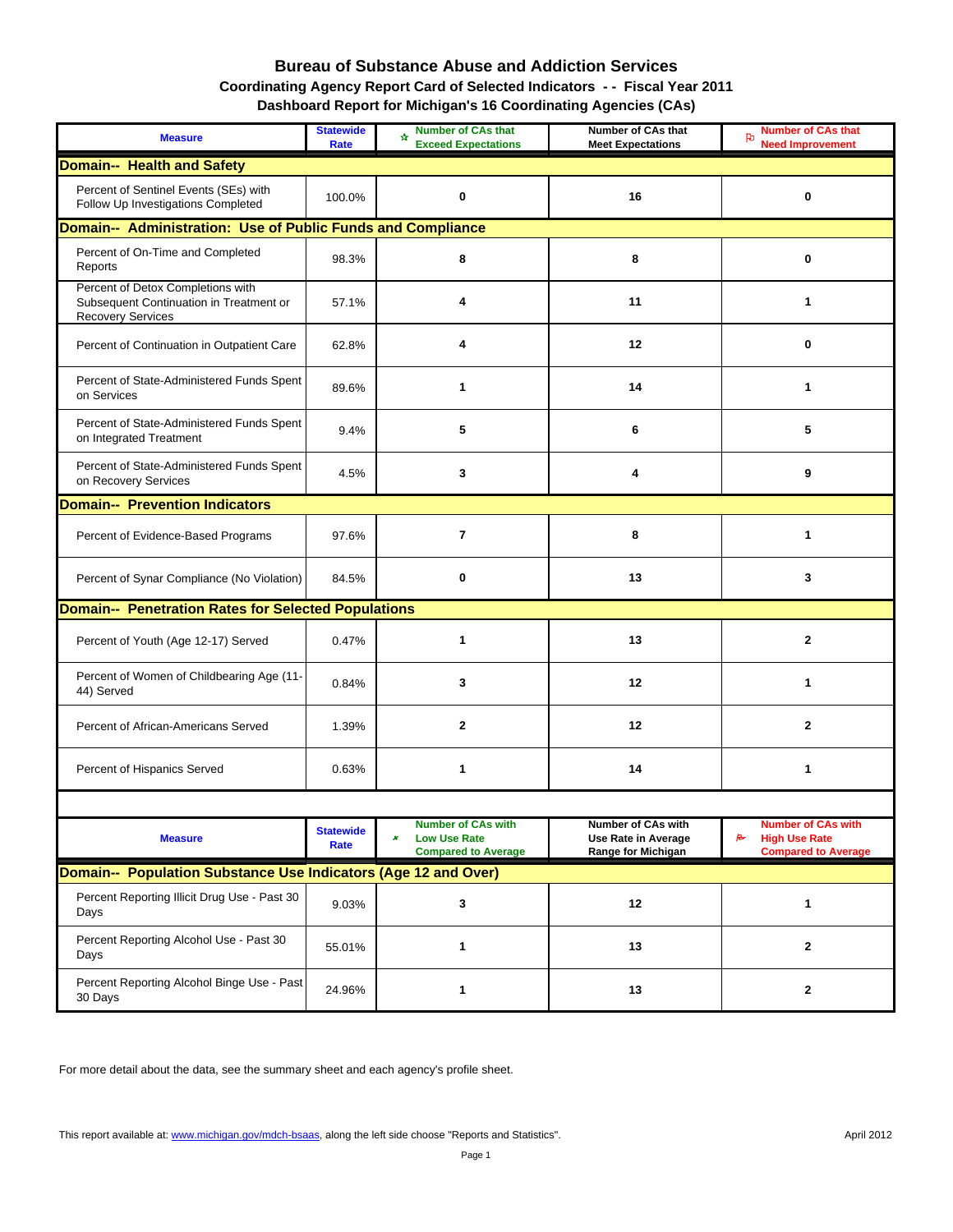# Bureau of Substance Abuse and Addiction Services

## Coordinating Agency Report Card of Selected Indicators - - Fiscal Year 2011

## Dashboard Report for Michigan's 16 Coordinating Agencies (CAs)

| Measure | Statewide Rate | Number of CAs that Exceed Expectations | Number of CAs that Meet Expectations | Number of CAs that Need Improvement |
|---|---|---|---|---|
| **Domain-- Health and Safety** | | | | |
| Percent of Sentinel Events (SEs) with Follow Up Investigations Completed | 100.0% | 0 | 16 | 0 |
| **Domain-- Administration: Use of Public Funds and Compliance** | | | | |
| Percent of On-Time and Completed Reports | 98.3% | 8 | 8 | 0 |
| Percent of Detox Completions with Subsequent Continuation in Treatment or Recovery Services | 57.1% | 4 | 11 | 1 |
| Percent of Continuation in Outpatient Care | 62.8% | 4 | 12 | 0 |
| Percent of State-Administered Funds Spent on Services | 89.6% | 1 | 14 | 1 |
| Percent of State-Administered Funds Spent on Integrated Treatment | 9.4% | 5 | 6 | 5 |
| Percent of State-Administered Funds Spent on Recovery Services | 4.5% | 3 | 4 | 9 |
| **Domain-- Prevention Indicators** | | | | |
| Percent of Evidence-Based Programs | 97.6% | 7 | 8 | 1 |
| Percent of Synar Compliance (No Violation) | 84.5% | 0 | 13 | 3 |
| **Domain-- Penetration Rates for Selected Populations** | | | | |
| Percent of Youth (Age 12-17) Served | 0.47% | 1 | 13 | 2 |
| Percent of Women of Childbearing Age (11-44) Served | 0.84% | 3 | 12 | 1 |
| Percent of African-Americans Served | 1.39% | 2 | 12 | 2 |
| Percent of Hispanics Served | 0.63% | 1 | 14 | 1 |

| Measure | Statewide Rate | Number of CAs with Low Use Rate Compared to Average | Number of CAs with Use Rate in Average Range for Michigan | Number of CAs with High Use Rate Compared to Average |
|---|---|---|---|---|
| **Domain-- Population Substance Use Indicators (Age 12 and Over)** | | | | |
| Percent Reporting Illicit Drug Use - Past 30 Days | 9.03% | 3 | 12 | 1 |
| Percent Reporting Alcohol Use - Past 30 Days | 55.01% | 1 | 13 | 2 |
| Percent Reporting Alcohol Binge Use - Past 30 Days | 24.96% | 1 | 13 | 2 |

For more detail about the data, see the summary sheet and each agency's profile sheet.

This report available at: www.michigan.gov/mdch-bsaas, along the left side choose "Reports and Statistics".

April 2012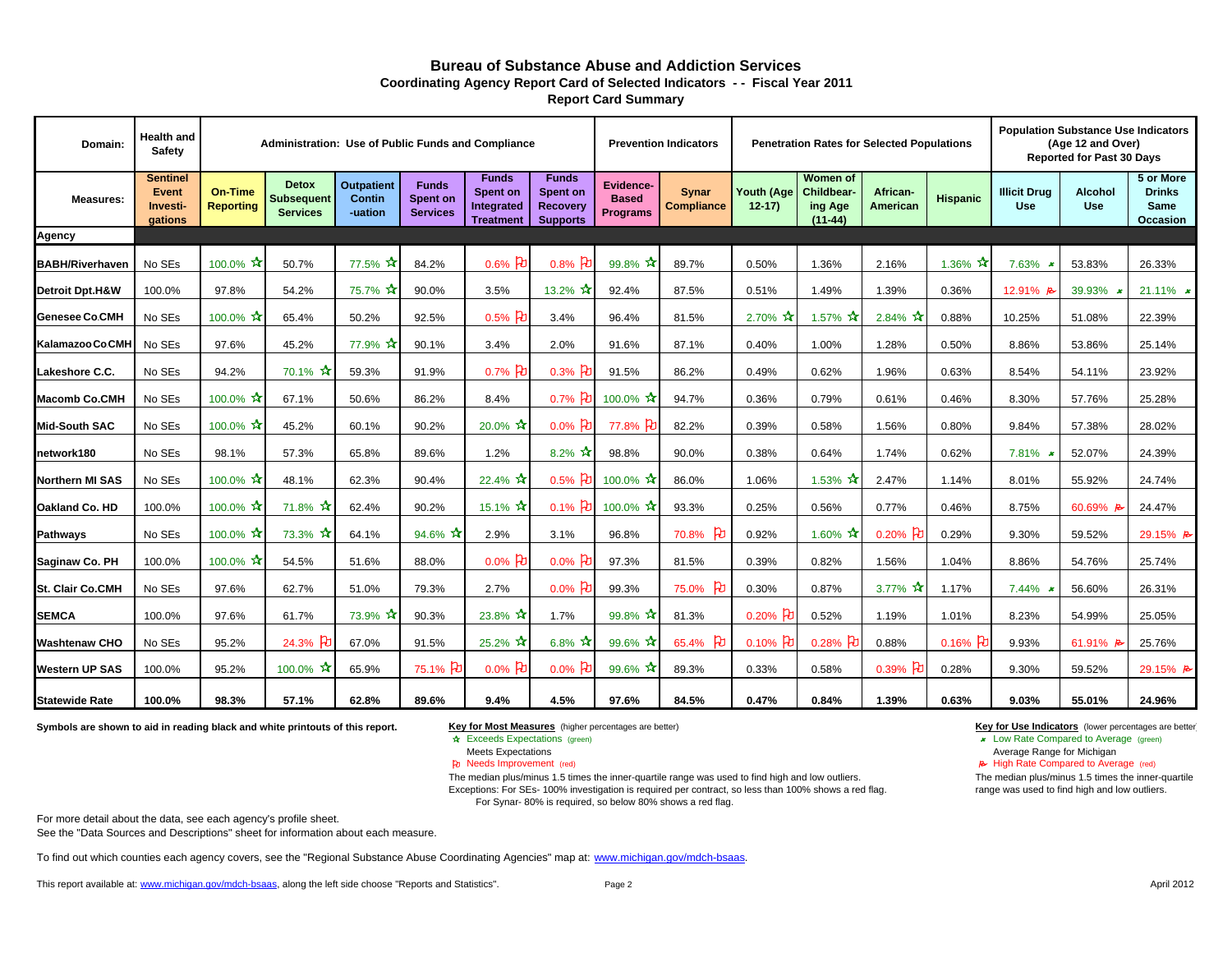# Bureau of Substance Abuse and Addiction Services

## Coordinating Agency Report Card of Selected Indicators - - Fiscal Year 2011

### Report Card Summary

| Domain: | Health and Safety | Administration: Use of Public Funds and Compliance | | | | | | Prevention Indicators | | Penetration Rates for Selected Populations | | | | Population Substance Use Indicators (Age 12 and Over) Reported for Past 30 Days | | |
|---|---|---|---|---|---|---|---|---|---|---|---|---|---|---|---|---|
| **Measures:** | Sentinel Event Investi-gations | On-Time Reporting | Detox Subsequent Services | Outpatient Contin -uation | Funds Spent on Services | Funds Spent on Integrated Treatment | Funds Spent on Recovery Supports | Evidence-Based Programs | Synar Compliance | Youth (Age 12-17) | Women of Childbear-ing Age (11-44) | African-American | Hispanic | Illicit Drug Use | Alcohol Use | 5 or More Drinks Same Occasion |
| **Agency** | | | | | | | | | | | | | | | | |
| **BABH/Riverhaven** | No SEs | 100.0% ☆ | 50.7% | 77.5% ☆ | 84.2% | 0.6% ⚐ | 0.8% ⚐ | 99.8% ☆ | 89.7% | 0.50% | 1.36% | 2.16% | 1.36% ☆ | 7.63% ★ | 53.83% | 26.33% |
| **Detroit Dpt.H&W** | 100.0% | 97.8% | 54.2% | 75.7% ☆ | 90.0% | 3.5% | 13.2% ☆ | 92.4% | 87.5% | 0.51% | 1.49% | 1.39% | 0.36% | 12.91% ⚑ | 39.93% ★ | 21.11% ★ |
| **Genesee Co.CMH** | No SEs | 100.0% ☆ | 65.4% | 50.2% | 92.5% | 0.5% ⚐ | 3.4% | 96.4% | 81.5% | 2.70% ☆ | 1.57% ☆ | 2.84% ☆ | 0.88% | 10.25% | 51.08% | 22.39% |
| **Kalamazoo Co CMH** | No SEs | 97.6% | 45.2% | 77.9% ☆ | 90.1% | 3.4% | 2.0% | 91.6% | 87.1% | 0.40% | 1.00% | 1.28% | 0.50% | 8.86% | 53.86% | 25.14% |
| **Lakeshore C.C.** | No SEs | 94.2% | 70.1% ☆ | 59.3% | 91.9% | 0.7% ⚐ | 0.3% ⚐ | 91.5% | 86.2% | 0.49% | 0.62% | 1.96% | 0.63% | 8.54% | 54.11% | 23.92% |
| **Macomb Co.CMH** | No SEs | 100.0% ☆ | 67.1% | 50.6% | 86.2% | 8.4% | 0.7% ⚐ | 100.0% ☆ | 94.7% | 0.36% | 0.79% | 0.61% | 0.46% | 8.30% | 57.76% | 25.28% |
| **Mid-South SAC** | No SEs | 100.0% ☆ | 45.2% | 60.1% | 90.2% | 20.0% ☆ | 0.0% ⚐ | 77.8% ⚐ | 82.2% | 0.39% | 0.58% | 1.56% | 0.80% | 9.84% | 57.38% | 28.02% |
| **network180** | No SEs | 98.1% | 57.3% | 65.8% | 89.6% | 1.2% | 8.2% ☆ | 98.8% | 90.0% | 0.38% | 0.64% | 1.74% | 0.62% | 7.81% ★ | 52.07% | 24.39% |
| **Northern MI SAS** | No SEs | 100.0% ☆ | 48.1% | 62.3% | 90.4% | 22.4% ☆ | 0.5% ⚐ | 100.0% ☆ | 86.0% | 1.06% | 1.53% ☆ | 2.47% | 1.14% | 8.01% | 55.92% | 24.74% |
| **Oakland Co. HD** | 100.0% | 100.0% ☆ | 71.8% ☆ | 62.4% | 90.2% | 15.1% ☆ | 0.1% ⚐ | 100.0% ☆ | 93.3% | 0.25% | 0.56% | 0.77% | 0.46% | 8.75% | 60.69% ⚑ | 24.47% |
| **Pathways** | No SEs | 100.0% ☆ | 73.3% ☆ | 64.1% | 94.6% ☆ | 2.9% | 3.1% | 96.8% | 70.8% ⚐ | 0.92% | 1.60% ☆ | 0.20% ⚐ | 0.29% | 9.30% | 59.52% | 29.15% ⚑ |
| **Saginaw Co. PH** | 100.0% | 100.0% ☆ | 54.5% | 51.6% | 88.0% | 0.0% ⚐ | 0.0% ⚐ | 97.3% | 81.5% | 0.39% | 0.82% | 1.56% | 1.04% | 8.86% | 54.76% | 25.74% |
| **St. Clair Co.CMH** | No SEs | 97.6% | 62.7% | 51.0% | 79.3% | 2.7% | 0.0% ⚐ | 99.3% | 75.0% ⚐ | 0.30% | 0.87% | 3.77% ☆ | 1.17% | 7.44% ★ | 56.60% | 26.31% |
| **SEMCA** | 100.0% | 97.6% | 61.7% | 73.9% ☆ | 90.3% | 23.8% ☆ | 1.7% | 99.8% ☆ | 81.3% | 0.20% ⚐ | 0.52% | 1.19% | 1.01% | 8.23% | 54.99% | 25.05% |
| **Washtenaw CHO** | No SEs | 95.2% | 24.3% ⚐ | 67.0% | 91.5% | 25.2% ☆ | 6.8% ☆ | 99.6% ☆ | 65.4% ⚐ | 0.10% ⚐ | 0.28% ⚐ | 0.88% | 0.16% ⚐ | 9.93% | 61.91% ⚑ | 25.76% |
| **Western UP SAS** | 100.0% | 95.2% | 100.0% ☆ | 65.9% | 75.1% ⚐ | 0.0% ⚐ | 0.0% ⚐ | 99.6% ☆ | 89.3% | 0.33% | 0.58% | 0.39% ⚐ | 0.28% | 9.30% | 59.52% | 29.15% ⚑ |
| **Statewide Rate** | **100.0%** | **98.3%** | **57.1%** | **62.8%** | **89.6%** | **9.4%** | **4.5%** | **97.6%** | **84.5%** | **0.47%** | **0.84%** | **1.39%** | **0.63%** | **9.03%** | **55.01%** | **24.96%** |

**Symbols are shown to aid in reading black and white printouts of this report.**

**Key for Most Measures** (higher percentages are better)

- ☆ Exceeds Expectations (green)
- Meets Expectations
- ⚐ Needs Improvement (red)

The median plus/minus 1.5 times the inner-quartile range was used to find high and low outliers.
Exceptions: For SEs- 100% investigation is required per contract, so less than 100% shows a red flag.
For Synar- 80% is required, so below 80% shows a red flag.

**Key for Use Indicators** (lower percentages are better)

- ★ Low Rate Compared to Average (green)
- Average Range for Michigan
- ⚑ High Rate Compared to Average (red)

The median plus/minus 1.5 times the inner-quartile range was used to find high and low outliers.

For more detail about the data, see each agency's profile sheet.
See the "Data Sources and Descriptions" sheet for information about each measure.

To find out which counties each agency covers, see the "Regional Substance Abuse Coordinating Agencies" map at: www.michigan.gov/mdch-bsaas.

This report available at: www.michigan.gov/mdch-bsaas, along the left side choose "Reports and Statistics".

April 2012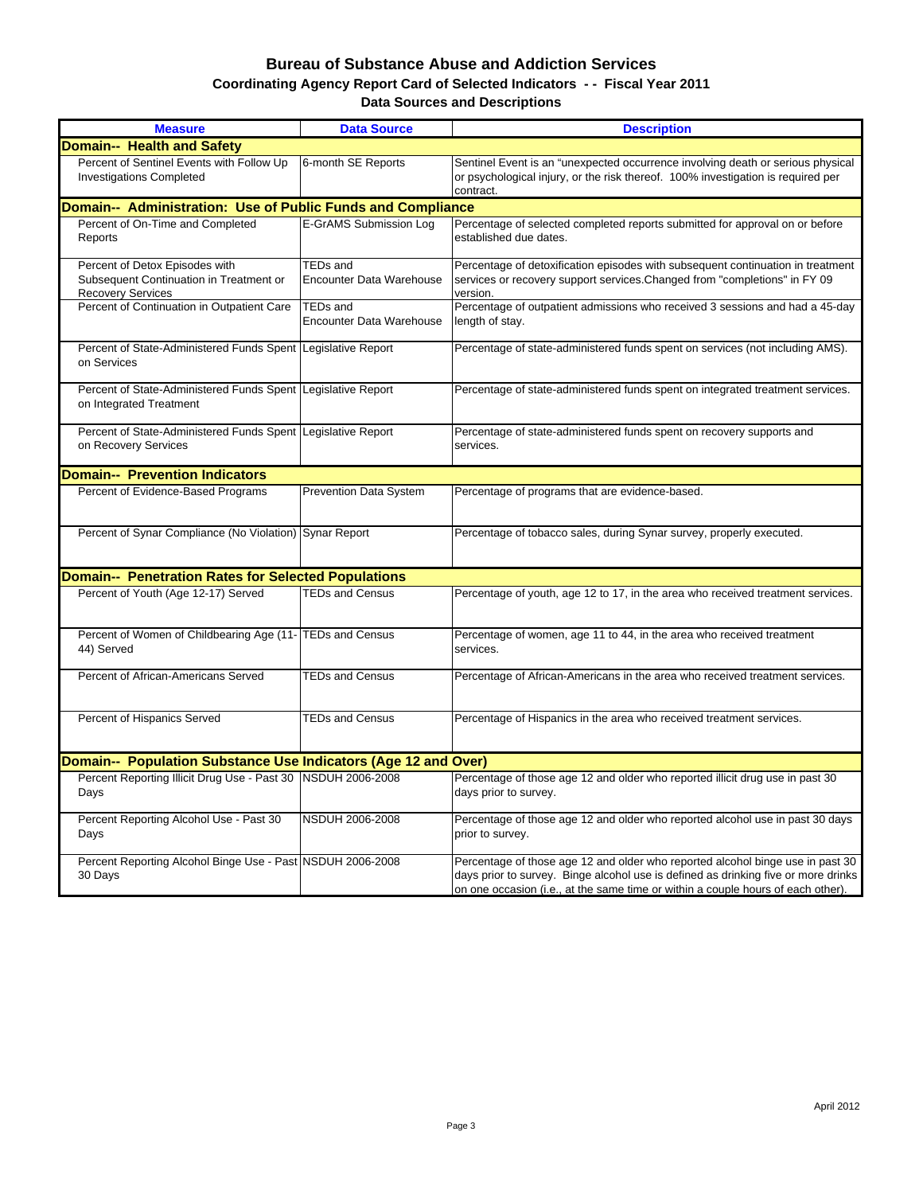# Bureau of Substance Abuse and Addiction Services

## Coordinating Agency Report Card of Selected Indicators - - Fiscal Year 2011

### Data Sources and Descriptions

| Measure | Data Source | Description |
|---|---|---|
| **Domain-- Health and Safety** | | |
| Percent of Sentinel Events with Follow Up Investigations Completed | 6-month SE Reports | Sentinel Event is an "unexpected occurrence involving death or serious physical or psychological injury, or the risk thereof. 100% investigation is required per contract. |
| **Domain-- Administration: Use of Public Funds and Compliance** | | |
| Percent of On-Time and Completed Reports | E-GrAMS Submission Log | Percentage of selected completed reports submitted for approval on or before established due dates. |
| Percent of Detox Episodes with Subsequent Continuation in Treatment or Recovery Services | TEDs and Encounter Data Warehouse | Percentage of detoxification episodes with subsequent continuation in treatment services or recovery support services.Changed from "completions" in FY 09 version. |
| Percent of Continuation in Outpatient Care | TEDs and Encounter Data Warehouse | Percentage of outpatient admissions who received 3 sessions and had a 45-day length of stay. |
| Percent of State-Administered Funds Spent on Services | Legislative Report | Percentage of state-administered funds spent on services (not including AMS). |
| Percent of State-Administered Funds Spent on Integrated Treatment | Legislative Report | Percentage of state-administered funds spent on integrated treatment services. |
| Percent of State-Administered Funds Spent on Recovery Services | Legislative Report | Percentage of state-administered funds spent on recovery supports and services. |
| **Domain-- Prevention Indicators** | | |
| Percent of Evidence-Based Programs | Prevention Data System | Percentage of programs that are evidence-based. |
| Percent of Synar Compliance (No Violation) | Synar Report | Percentage of tobacco sales, during Synar survey, properly executed. |
| **Domain-- Penetration Rates for Selected Populations** | | |
| Percent of Youth (Age 12-17) Served | TEDs and Census | Percentage of youth, age 12 to 17, in the area who received treatment services. |
| Percent of Women of Childbearing Age (11-44) Served | TEDs and Census | Percentage of women, age 11 to 44, in the area who received treatment services. |
| Percent of African-Americans Served | TEDs and Census | Percentage of African-Americans in the area who received treatment services. |
| Percent of Hispanics Served | TEDs and Census | Percentage of Hispanics in the area who received treatment services. |
| **Domain-- Population Substance Use Indicators (Age 12 and Over)** | | |
| Percent Reporting Illicit Drug Use - Past 30 Days | NSDUH 2006-2008 | Percentage of those age 12 and older who reported illicit drug use in past 30 days prior to survey. |
| Percent Reporting Alcohol Use - Past 30 Days | NSDUH 2006-2008 | Percentage of those age 12 and older who reported alcohol use in past 30 days prior to survey. |
| Percent Reporting Alcohol Binge Use - Past 30 Days | NSDUH 2006-2008 | Percentage of those age 12 and older who reported alcohol binge use in past 30 days prior to survey. Binge alcohol use is defined as drinking five or more drinks on one occasion (i.e., at the same time or within a couple hours of each other). |

April 2012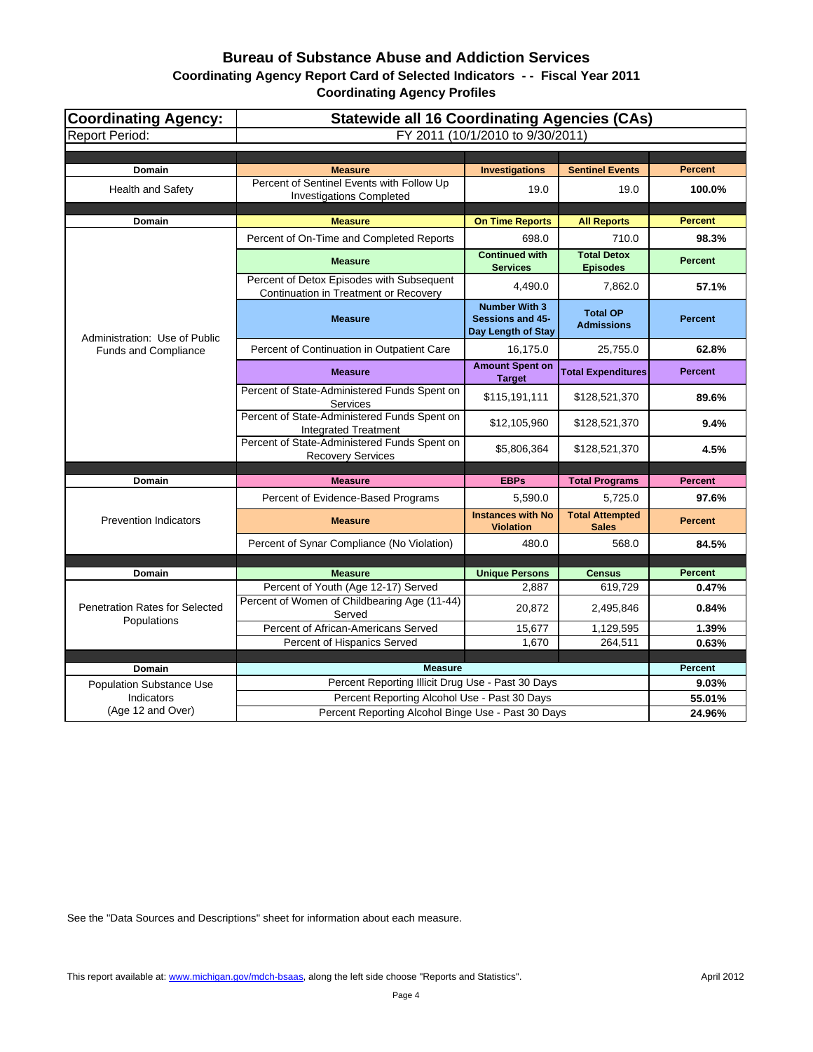# Bureau of Substance Abuse and Addiction Services

## Coordinating Agency Report Card of Selected Indicators - - Fiscal Year 2011

## Coordinating Agency Profiles

| Coordinating Agency: | Statewide all 16 Coordinating Agencies (CAs) | | | |
|---|---|---|---|---|
| Report Period: | FY 2011 (10/1/2010 to 9/30/2011) | | | |
| **Domain** | **Measure** | **Investigations** | **Sentinel Events** | **Percent** |
| Health and Safety | Percent of Sentinel Events with Follow Up Investigations Completed | 19.0 | 19.0 | **100.0%** |
| **Domain** | **Measure** | **On Time Reports** | **All Reports** | **Percent** |
| Administration: Use of Public Funds and Compliance | Percent of On-Time and Completed Reports | 698.0 | 710.0 | **98.3%** |
| | **Measure** | **Continued with Services** | **Total Detox Episodes** | **Percent** |
| | Percent of Detox Episodes with Subsequent Continuation in Treatment or Recovery | 4,490.0 | 7,862.0 | **57.1%** |
| | **Measure** | **Number With 3 Sessions and 45-Day Length of Stay** | **Total OP Admissions** | **Percent** |
| | Percent of Continuation in Outpatient Care | 16,175.0 | 25,755.0 | **62.8%** |
| | **Measure** | **Amount Spent on Target** | **Total Expenditures** | **Percent** |
| | Percent of State-Administered Funds Spent on Services | $115,191,111 | $128,521,370 | **89.6%** |
| | Percent of State-Administered Funds Spent on Integrated Treatment | $12,105,960 | $128,521,370 | **9.4%** |
| | Percent of State-Administered Funds Spent on Recovery Services | $5,806,364 | $128,521,370 | **4.5%** |
| **Domain** | **Measure** | **EBPs** | **Total Programs** | **Percent** |
| Prevention Indicators | Percent of Evidence-Based Programs | 5,590.0 | 5,725.0 | **97.6%** |
| | **Measure** | **Instances with No Violation** | **Total Attempted Sales** | **Percent** |
| | Percent of Synar Compliance (No Violation) | 480.0 | 568.0 | **84.5%** |
| **Domain** | **Measure** | **Unique Persons** | **Census** | **Percent** |
| Penetration Rates for Selected Populations | Percent of Youth (Age 12-17) Served | 2,887 | 619,729 | **0.47%** |
| | Percent of Women of Childbearing Age (11-44) Served | 20,872 | 2,495,846 | **0.84%** |
| | Percent of African-Americans Served | 15,677 | 1,129,595 | **1.39%** |
| | Percent of Hispanics Served | 1,670 | 264,511 | **0.63%** |
| **Domain** | **Measure** | | | **Percent** |
| Population Substance Use Indicators (Age 12 and Over) | Percent Reporting Illicit Drug Use - Past 30 Days | | | **9.03%** |
| | Percent Reporting Alcohol Use - Past 30 Days | | | **55.01%** |
| | Percent Reporting Alcohol Binge Use - Past 30 Days | | | **24.96%** |

See the "Data Sources and Descriptions" sheet for information about each measure.

This report available at: www.michigan.gov/mdch-bsaas, along the left side choose "Reports and Statistics".

April 2012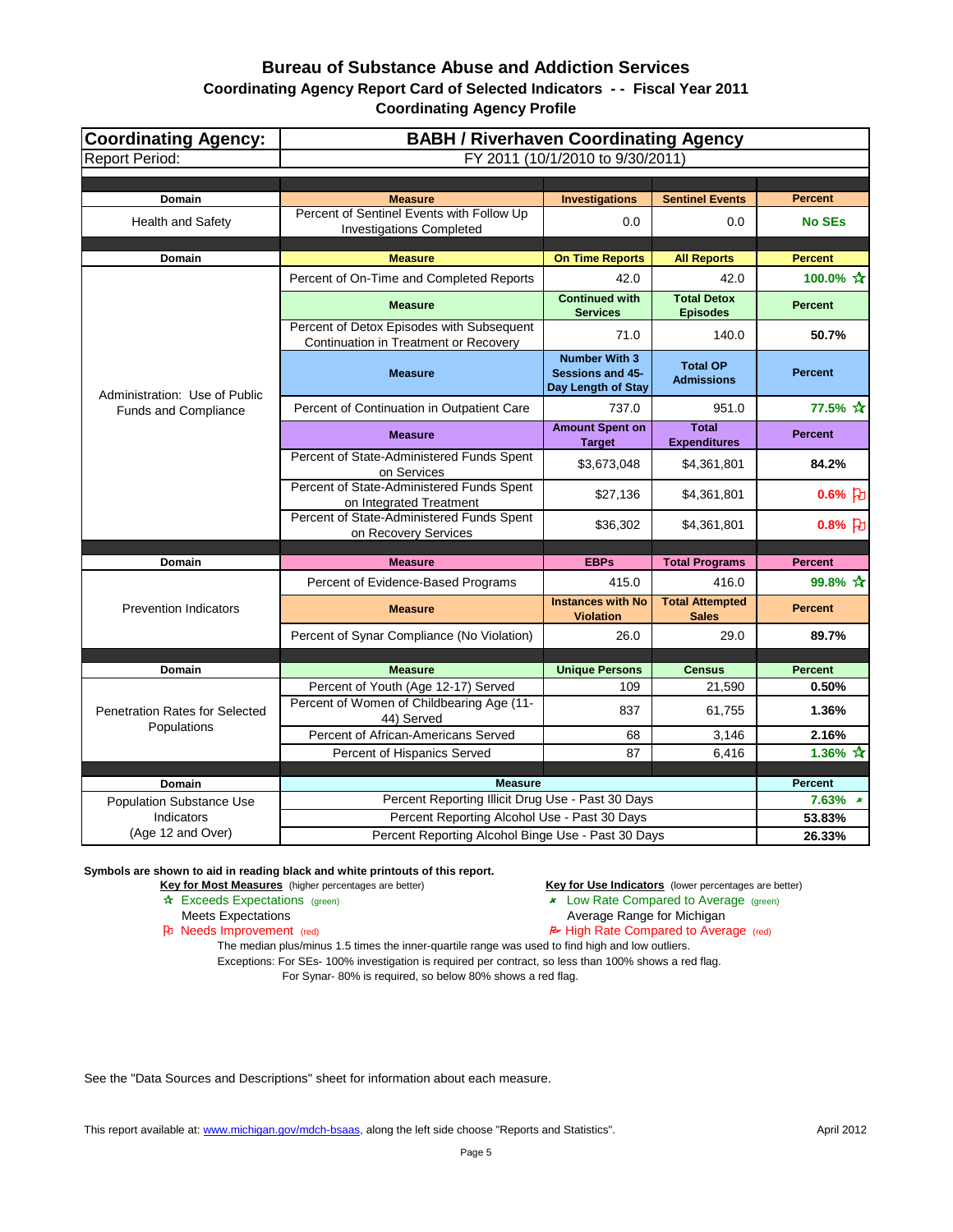# Bureau of Substance Abuse and Addiction Services

## Coordinating Agency Report Card of Selected Indicators - - Fiscal Year 2011

### Coordinating Agency Profile

| Coordinating Agency: | BABH / Riverhaven Coordinating Agency | | | |
|---|---|---|---|---|
| Report Period: | FY 2011 (10/1/2010 to 9/30/2011) | | | |
| **Domain** | **Measure** | **Investigations** | **Sentinel Events** | **Percent** |
| Health and Safety | Percent of Sentinel Events with Follow Up Investigations Completed | 0.0 | 0.0 | **No SEs** |
| **Domain** | **Measure** | **On Time Reports** | **All Reports** | **Percent** |
| Administration: Use of Public Funds and Compliance | Percent of On-Time and Completed Reports | 42.0 | 42.0 | **100.0%** ☆ |
| | **Measure** | **Continued with Services** | **Total Detox Episodes** | **Percent** |
| | Percent of Detox Episodes with Subsequent Continuation in Treatment or Recovery | 71.0 | 140.0 | **50.7%** |
| | **Measure** | **Number With 3 Sessions and 45-Day Length of Stay** | **Total OP Admissions** | **Percent** |
| | Percent of Continuation in Outpatient Care | 737.0 | 951.0 | **77.5%** ☆ |
| | **Measure** | **Amount Spent on Target** | **Total Expenditures** | **Percent** |
| | Percent of State-Administered Funds Spent on Services | $3,673,048 | $4,361,801 | **84.2%** |
| | Percent of State-Administered Funds Spent on Integrated Treatment | $27,136 | $4,361,801 | **0.6%** ⚐ |
| | Percent of State-Administered Funds Spent on Recovery Services | $36,302 | $4,361,801 | **0.8%** ⚐ |
| **Domain** | **Measure** | **EBPs** | **Total Programs** | **Percent** |
| Prevention Indicators | Percent of Evidence-Based Programs | 415.0 | 416.0 | **99.8%** ☆ |
| | **Measure** | **Instances with No Violation** | **Total Attempted Sales** | **Percent** |
| | Percent of Synar Compliance (No Violation) | 26.0 | 29.0 | **89.7%** |
| **Domain** | **Measure** | **Unique Persons** | **Census** | **Percent** |
| Penetration Rates for Selected Populations | Percent of Youth (Age 12-17) Served | 109 | 21,590 | **0.50%** |
| | Percent of Women of Childbearing Age (11-44) Served | 837 | 61,755 | **1.36%** |
| | Percent of African-Americans Served | 68 | 3,146 | **2.16%** |
| | Percent of Hispanics Served | 87 | 6,416 | **1.36%** ☆ |
| **Domain** | **Measure** | | | **Percent** |
| Population Substance Use Indicators (Age 12 and Over) | Percent Reporting Illicit Drug Use - Past 30 Days | | | **7.63%** ★ |
| | Percent Reporting Alcohol Use - Past 30 Days | | | **53.83%** |
| | Percent Reporting Alcohol Binge Use - Past 30 Days | | | **26.33%** |

**Symbols are shown to aid in reading black and white printouts of this report.**

**Key for Most Measures** (higher percentages are better)
- ☆ Exceeds Expectations (green)
- Meets Expectations
- ⚐ Needs Improvement (red)

**Key for Use Indicators** (lower percentages are better)
- ★ Low Rate Compared to Average (green)
- Average Range for Michigan
- ⚑ High Rate Compared to Average (red)

The median plus/minus 1.5 times the inner-quartile range was used to find high and low outliers.
Exceptions: For SEs- 100% investigation is required per contract, so less than 100% shows a red flag.
For Synar- 80% is required, so below 80% shows a red flag.

See the "Data Sources and Descriptions" sheet for information about each measure.

This report available at: www.michigan.gov/mdch-bsaas, along the left side choose "Reports and Statistics".

April 2012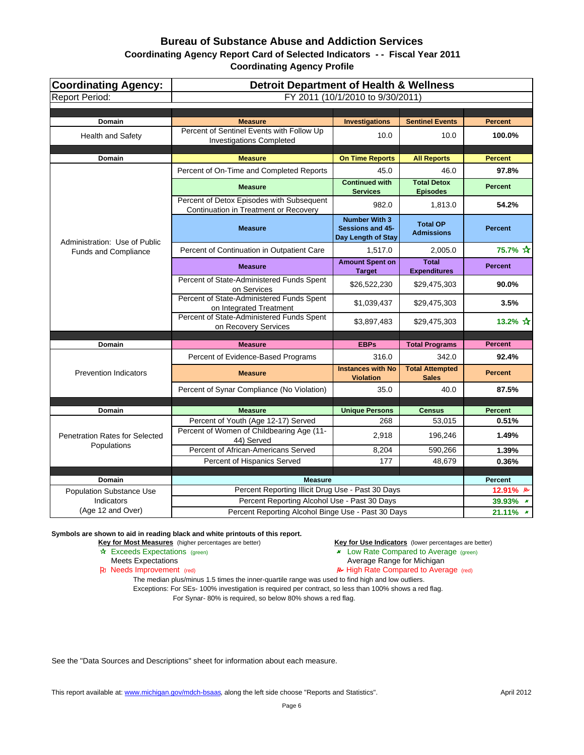# Bureau of Substance Abuse and Addiction Services

## Coordinating Agency Report Card of Selected Indicators - - Fiscal Year 2011

### Coordinating Agency Profile

| Coordinating Agency: | Detroit Department of Health & Wellness | | | |
|---|---|---|---|---|
| Report Period: | FY 2011 (10/1/2010 to 9/30/2011) | | | |
| **Domain** | **Measure** | **Investigations** | **Sentinel Events** | **Percent** |
| Health and Safety | Percent of Sentinel Events with Follow Up Investigations Completed | 10.0 | 10.0 | **100.0%** |
| **Domain** | **Measure** | **On Time Reports** | **All Reports** | **Percent** |
| Administration: Use of Public Funds and Compliance | Percent of On-Time and Completed Reports | 45.0 | 46.0 | **97.8%** |
| | **Measure** | **Continued with Services** | **Total Detox Episodes** | **Percent** |
| | Percent of Detox Episodes with Subsequent Continuation in Treatment or Recovery | 982.0 | 1,813.0 | **54.2%** |
| | **Measure** | **Number With 3 Sessions and 45-Day Length of Stay** | **Total OP Admissions** | **Percent** |
| | Percent of Continuation in Outpatient Care | 1,517.0 | 2,005.0 | **75.7%** ☆ |
| | **Measure** | **Amount Spent on Target** | **Total Expenditures** | **Percent** |
| | Percent of State-Administered Funds Spent on Services | $26,522,230 | $29,475,303 | **90.0%** |
| | Percent of State-Administered Funds Spent on Integrated Treatment | $1,039,437 | $29,475,303 | **3.5%** |
| | Percent of State-Administered Funds Spent on Recovery Services | $3,897,483 | $29,475,303 | **13.2%** ☆ |
| **Domain** | **Measure** | **EBPs** | **Total Programs** | **Percent** |
| Prevention Indicators | Percent of Evidence-Based Programs | 316.0 | 342.0 | **92.4%** |
| | **Measure** | **Instances with No Violation** | **Total Attempted Sales** | **Percent** |
| | Percent of Synar Compliance (No Violation) | 35.0 | 40.0 | **87.5%** |
| **Domain** | **Measure** | **Unique Persons** | **Census** | **Percent** |
| Penetration Rates for Selected Populations | Percent of Youth (Age 12-17) Served | 268 | 53,015 | **0.51%** |
| | Percent of Women of Childbearing Age (11-44) Served | 2,918 | 196,246 | **1.49%** |
| | Percent of African-Americans Served | 8,204 | 590,266 | **1.39%** |
| | Percent of Hispanics Served | 177 | 48,679 | **0.36%** |
| **Domain** | **Measure** | | | **Percent** |
| Population Substance Use Indicators (Age 12 and Over) | Percent Reporting Illicit Drug Use - Past 30 Days | | | **12.91%** (High Rate) |
| | Percent Reporting Alcohol Use - Past 30 Days | | | **39.93%** (Low Rate) |
| | Percent Reporting Alcohol Binge Use - Past 30 Days | | | **21.11%** (Low Rate) |

**Symbols are shown to aid in reading black and white printouts of this report.**

**Key for Most Measures** (higher percentages are better)
- ☆ Exceeds Expectations (green)
- Meets Expectations
- Needs Improvement (red)

**Key for Use Indicators** (lower percentages are better)
- Low Rate Compared to Average (green)
- Average Range for Michigan
- High Rate Compared to Average (red)

The median plus/minus 1.5 times the inner-quartile range was used to find high and low outliers.
Exceptions: For SEs- 100% investigation is required per contract, so less than 100% shows a red flag.
For Synar- 80% is required, so below 80% shows a red flag.

See the "Data Sources and Descriptions" sheet for information about each measure.

This report available at: www.michigan.gov/mdch-bsaas, along the left side choose "Reports and Statistics".

April 2012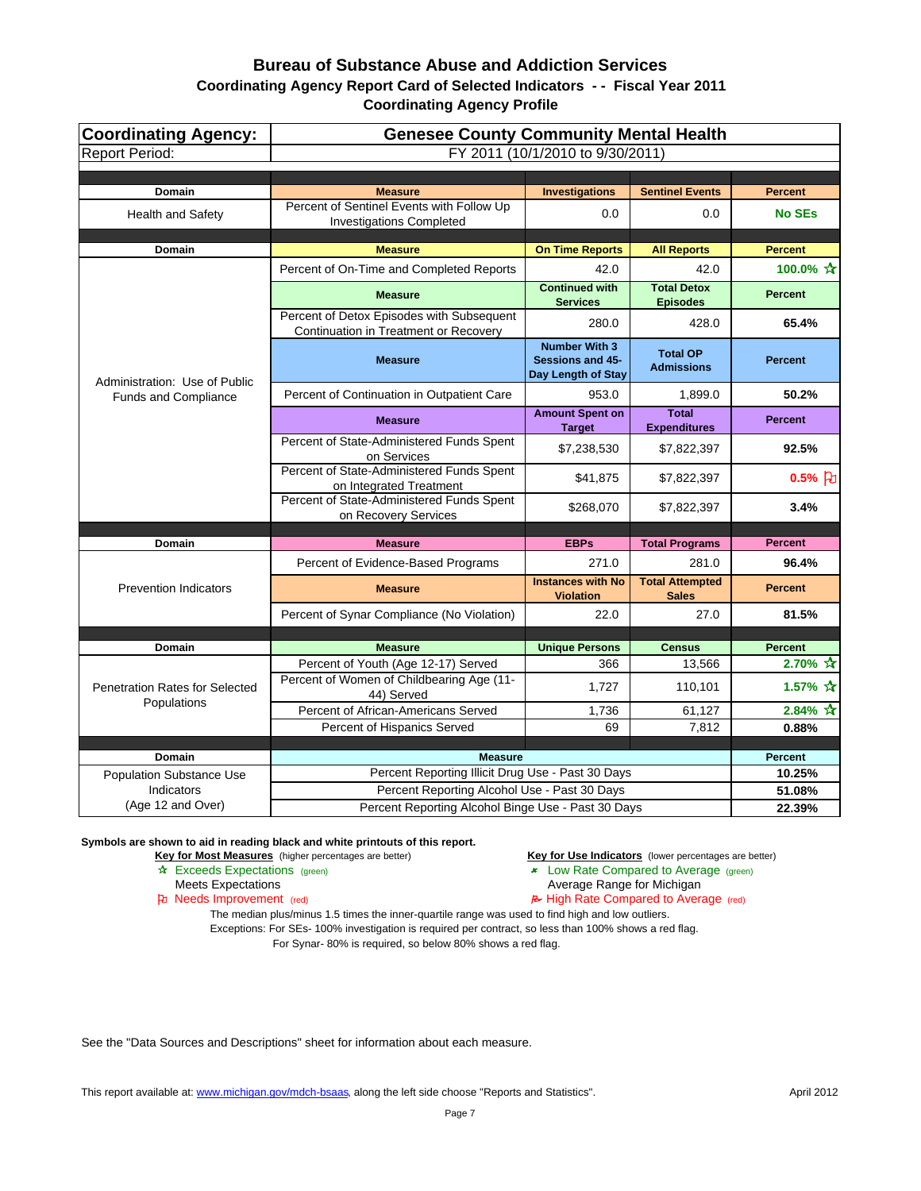# Bureau of Substance Abuse and Addiction Services

## Coordinating Agency Report Card of Selected Indicators - - Fiscal Year 2011

### Coordinating Agency Profile

| Coordinating Agency: | Genesee County Community Mental Health | | | |
|---|---|---|---|---|
| Report Period: | FY 2011 (10/1/2010 to 9/30/2011) | | | |
| **Domain** | **Measure** | **Investigations** | **Sentinel Events** | **Percent** |
| Health and Safety | Percent of Sentinel Events with Follow Up Investigations Completed | 0.0 | 0.0 | No SEs |
| **Domain** | **Measure** | **On Time Reports** | **All Reports** | **Percent** |
| Administration: Use of Public Funds and Compliance | Percent of On-Time and Completed Reports | 42.0 | 42.0 | 100.0% ☆ |
| | **Measure** | **Continued with Services** | **Total Detox Episodes** | **Percent** |
| | Percent of Detox Episodes with Subsequent Continuation in Treatment or Recovery | 280.0 | 428.0 | 65.4% |
| | **Measure** | **Number With 3 Sessions and 45-Day Length of Stay** | **Total OP Admissions** | **Percent** |
| | Percent of Continuation in Outpatient Care | 953.0 | 1,899.0 | 50.2% |
| | **Measure** | **Amount Spent on Target** | **Total Expenditures** | **Percent** |
| | Percent of State-Administered Funds Spent on Services | $7,238,530 | $7,822,397 | 92.5% |
| | Percent of State-Administered Funds Spent on Integrated Treatment | $41,875 | $7,822,397 | 0.5% ⚐ |
| | Percent of State-Administered Funds Spent on Recovery Services | $268,070 | $7,822,397 | 3.4% |
| **Domain** | **Measure** | **EBPs** | **Total Programs** | **Percent** |
| Prevention Indicators | Percent of Evidence-Based Programs | 271.0 | 281.0 | 96.4% |
| | **Measure** | **Instances with No Violation** | **Total Attempted Sales** | **Percent** |
| | Percent of Synar Compliance (No Violation) | 22.0 | 27.0 | 81.5% |
| **Domain** | **Measure** | **Unique Persons** | **Census** | **Percent** |
| Penetration Rates for Selected Populations | Percent of Youth (Age 12-17) Served | 366 | 13,566 | 2.70% ☆ |
| | Percent of Women of Childbearing Age (11-44) Served | 1,727 | 110,101 | 1.57% ☆ |
| | Percent of African-Americans Served | 1,736 | 61,127 | 2.84% ☆ |
| | Percent of Hispanics Served | 69 | 7,812 | 0.88% |
| **Domain** | **Measure** | | | **Percent** |
| Population Substance Use Indicators (Age 12 and Over) | Percent Reporting Illicit Drug Use - Past 30 Days | | | 10.25% |
| | Percent Reporting Alcohol Use - Past 30 Days | | | 51.08% |
| | Percent Reporting Alcohol Binge Use - Past 30 Days | | | 22.39% |

**Symbols are shown to aid in reading black and white printouts of this report.**

**Key for Most Measures** (higher percentages are better)
- ☆ Exceeds Expectations (green)
- Meets Expectations
- ⚐ Needs Improvement (red)

**Key for Use Indicators** (lower percentages are better)
- Low Rate Compared to Average (green)
- Average Range for Michigan
- High Rate Compared to Average (red)

The median plus/minus 1.5 times the inner-quartile range was used to find high and low outliers.

Exceptions: For SEs- 100% investigation is required per contract, so less than 100% shows a red flag.

For Synar- 80% is required, so below 80% shows a red flag.

See the "Data Sources and Descriptions" sheet for information about each measure.

This report available at: www.michigan.gov/mdch-bsaas, along the left side choose "Reports and Statistics".

April 2012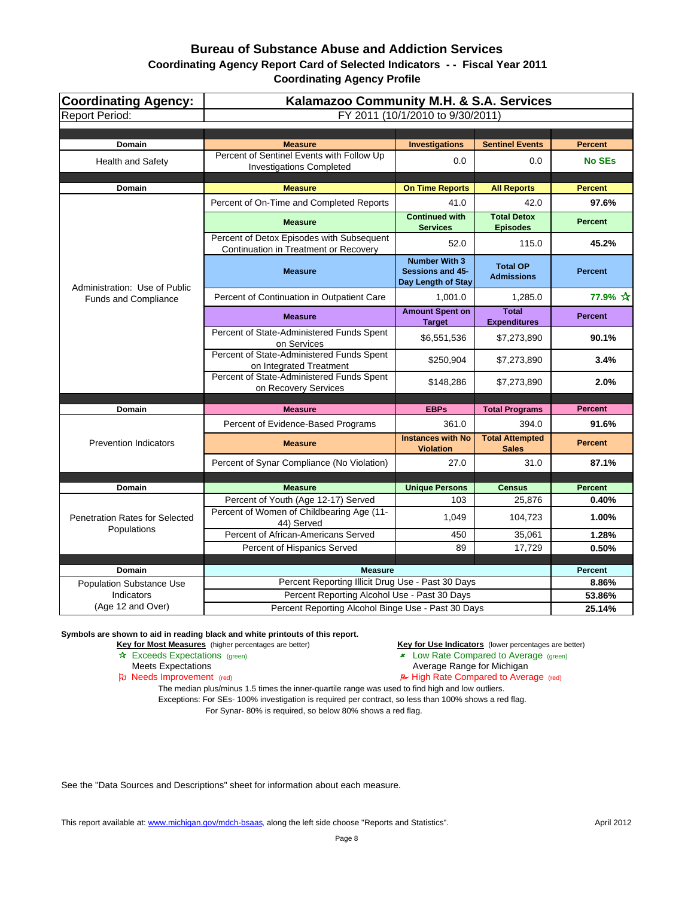# Bureau of Substance Abuse and Addiction Services

## Coordinating Agency Report Card of Selected Indicators - - Fiscal Year 2011

### Coordinating Agency Profile

| Coordinating Agency: | Kalamazoo Community M.H. & S.A. Services | | | |
|---|---|---|---|---|
| Report Period: | FY 2011 (10/1/2010 to 9/30/2011) | | | |
| **Domain** | **Measure** | **Investigations** | **Sentinel Events** | **Percent** |
| Health and Safety | Percent of Sentinel Events with Follow Up Investigations Completed | 0.0 | 0.0 | **No SEs** |
| **Domain** | **Measure** | **On Time Reports** | **All Reports** | **Percent** |
| Administration: Use of Public Funds and Compliance | Percent of On-Time and Completed Reports | 41.0 | 42.0 | **97.6%** |
| | **Measure** | **Continued with Services** | **Total Detox Episodes** | **Percent** |
| | Percent of Detox Episodes with Subsequent Continuation in Treatment or Recovery | 52.0 | 115.0 | **45.2%** |
| | **Measure** | **Number With 3 Sessions and 45-Day Length of Stay** | **Total OP Admissions** | **Percent** |
| | Percent of Continuation in Outpatient Care | 1,001.0 | 1,285.0 | **77.9% ☆** |
| | **Measure** | **Amount Spent on Target** | **Total Expenditures** | **Percent** |
| | Percent of State-Administered Funds Spent on Services | $6,551,536 | $7,273,890 | **90.1%** |
| | Percent of State-Administered Funds Spent on Integrated Treatment | $250,904 | $7,273,890 | **3.4%** |
| | Percent of State-Administered Funds Spent on Recovery Services | $148,286 | $7,273,890 | **2.0%** |
| **Domain** | **Measure** | **EBPs** | **Total Programs** | **Percent** |
| Prevention Indicators | Percent of Evidence-Based Programs | 361.0 | 394.0 | **91.6%** |
| | **Measure** | **Instances with No Violation** | **Total Attempted Sales** | **Percent** |
| | Percent of Synar Compliance (No Violation) | 27.0 | 31.0 | **87.1%** |
| **Domain** | **Measure** | **Unique Persons** | **Census** | **Percent** |
| Penetration Rates for Selected Populations | Percent of Youth (Age 12-17) Served | 103 | 25,876 | **0.40%** |
| | Percent of Women of Childbearing Age (11-44) Served | 1,049 | 104,723 | **1.00%** |
| | Percent of African-Americans Served | 450 | 35,061 | **1.28%** |
| | Percent of Hispanics Served | 89 | 17,729 | **0.50%** |
| **Domain** | **Measure** | | | **Percent** |
| Population Substance Use Indicators (Age 12 and Over) | Percent Reporting Illicit Drug Use - Past 30 Days | | | **8.86%** |
| | Percent Reporting Alcohol Use - Past 30 Days | | | **53.86%** |
| | Percent Reporting Alcohol Binge Use - Past 30 Days | | | **25.14%** |

**Symbols are shown to aid in reading black and white printouts of this report.**

**Key for Most Measures** (higher percentages are better)
- ☆ Exceeds Expectations (green)
- Meets Expectations
- Needs Improvement (red)

**Key for Use Indicators** (lower percentages are better)
- Low Rate Compared to Average (green)
- Average Range for Michigan
- High Rate Compared to Average (red)

The median plus/minus 1.5 times the inner-quartile range was used to find high and low outliers.
Exceptions: For SEs- 100% investigation is required per contract, so less than 100% shows a red flag.
For Synar- 80% is required, so below 80% shows a red flag.

See the "Data Sources and Descriptions" sheet for information about each measure.

This report available at: www.michigan.gov/mdch-bsaas, along the left side choose "Reports and Statistics".

April 2012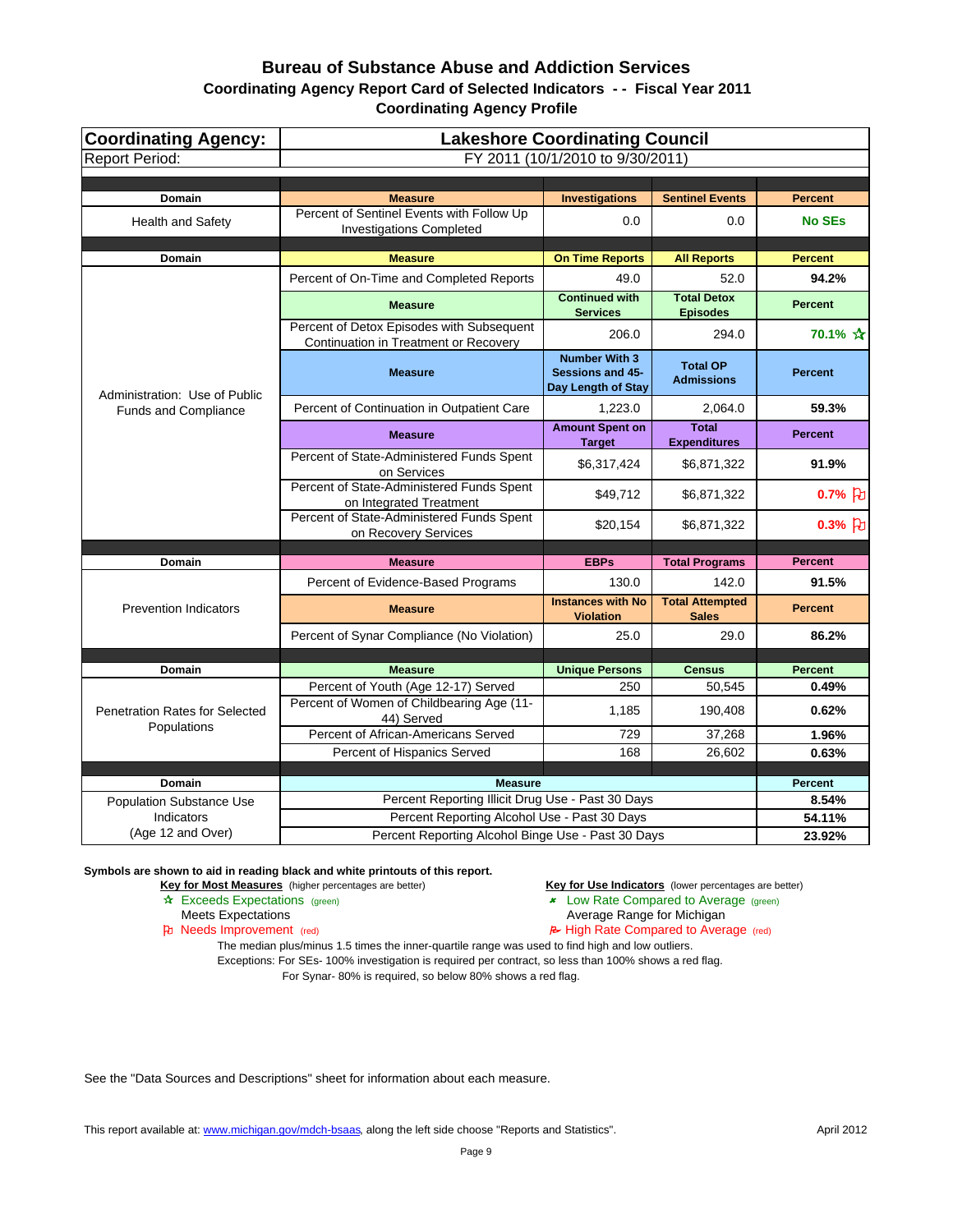# Bureau of Substance Abuse and Addiction Services

## Coordinating Agency Report Card of Selected Indicators - - Fiscal Year 2011

### Coordinating Agency Profile

| Coordinating Agency: | Lakeshore Coordinating Council | | | |
|---|---|---|---|---|
| Report Period: | FY 2011 (10/1/2010 to 9/30/2011) | | | |
| **Domain** | **Measure** | **Investigations** | **Sentinel Events** | **Percent** |
| Health and Safety | Percent of Sentinel Events with Follow Up Investigations Completed | 0.0 | 0.0 | **No SEs** |
| **Domain** | **Measure** | **On Time Reports** | **All Reports** | **Percent** |
| Administration: Use of Public Funds and Compliance | Percent of On-Time and Completed Reports | 49.0 | 52.0 | **94.2%** |
| | **Measure** | **Continued with Services** | **Total Detox Episodes** | **Percent** |
| | Percent of Detox Episodes with Subsequent Continuation in Treatment or Recovery | 206.0 | 294.0 | **70.1%** ☆ |
| | **Measure** | **Number With 3 Sessions and 45-Day Length of Stay** | **Total OP Admissions** | **Percent** |
| | Percent of Continuation in Outpatient Care | 1,223.0 | 2,064.0 | **59.3%** |
| | **Measure** | **Amount Spent on Target** | **Total Expenditures** | **Percent** |
| | Percent of State-Administered Funds Spent on Services | $6,317,424 | $6,871,322 | **91.9%** |
| | Percent of State-Administered Funds Spent on Integrated Treatment | $49,712 | $6,871,322 | **0.7%** ⚐ |
| | Percent of State-Administered Funds Spent on Recovery Services | $20,154 | $6,871,322 | **0.3%** ⚐ |
| **Domain** | **Measure** | **EBPs** | **Total Programs** | **Percent** |
| Prevention Indicators | Percent of Evidence-Based Programs | 130.0 | 142.0 | **91.5%** |
| | **Measure** | **Instances with No Violation** | **Total Attempted Sales** | **Percent** |
| | Percent of Synar Compliance (No Violation) | 25.0 | 29.0 | **86.2%** |
| **Domain** | **Measure** | **Unique Persons** | **Census** | **Percent** |
| Penetration Rates for Selected Populations | Percent of Youth (Age 12-17) Served | 250 | 50,545 | **0.49%** |
| | Percent of Women of Childbearing Age (11-44) Served | 1,185 | 190,408 | **0.62%** |
| | Percent of African-Americans Served | 729 | 37,268 | **1.96%** |
| | Percent of Hispanics Served | 168 | 26,602 | **0.63%** |
| **Domain** | **Measure** | | | **Percent** |
| Population Substance Use Indicators (Age 12 and Over) | Percent Reporting Illicit Drug Use - Past 30 Days | | | **8.54%** |
| | Percent Reporting Alcohol Use - Past 30 Days | | | **54.11%** |
| | Percent Reporting Alcohol Binge Use - Past 30 Days | | | **23.92%** |

**Symbols are shown to aid in reading black and white printouts of this report.**

**Key for Most Measures** (higher percentages are better)
- ☆ Exceeds Expectations (green)
- Meets Expectations
- ⚐ Needs Improvement (red)

**Key for Use Indicators** (lower percentages are better)
- Low Rate Compared to Average (green)
- Average Range for Michigan
- High Rate Compared to Average (red)

The median plus/minus 1.5 times the inner-quartile range was used to find high and low outliers.
Exceptions: For SEs- 100% investigation is required per contract, so less than 100% shows a red flag.
For Synar- 80% is required, so below 80% shows a red flag.

See the "Data Sources and Descriptions" sheet for information about each measure.

This report available at: www.michigan.gov/mdch-bsaas, along the left side choose "Reports and Statistics".

April 2012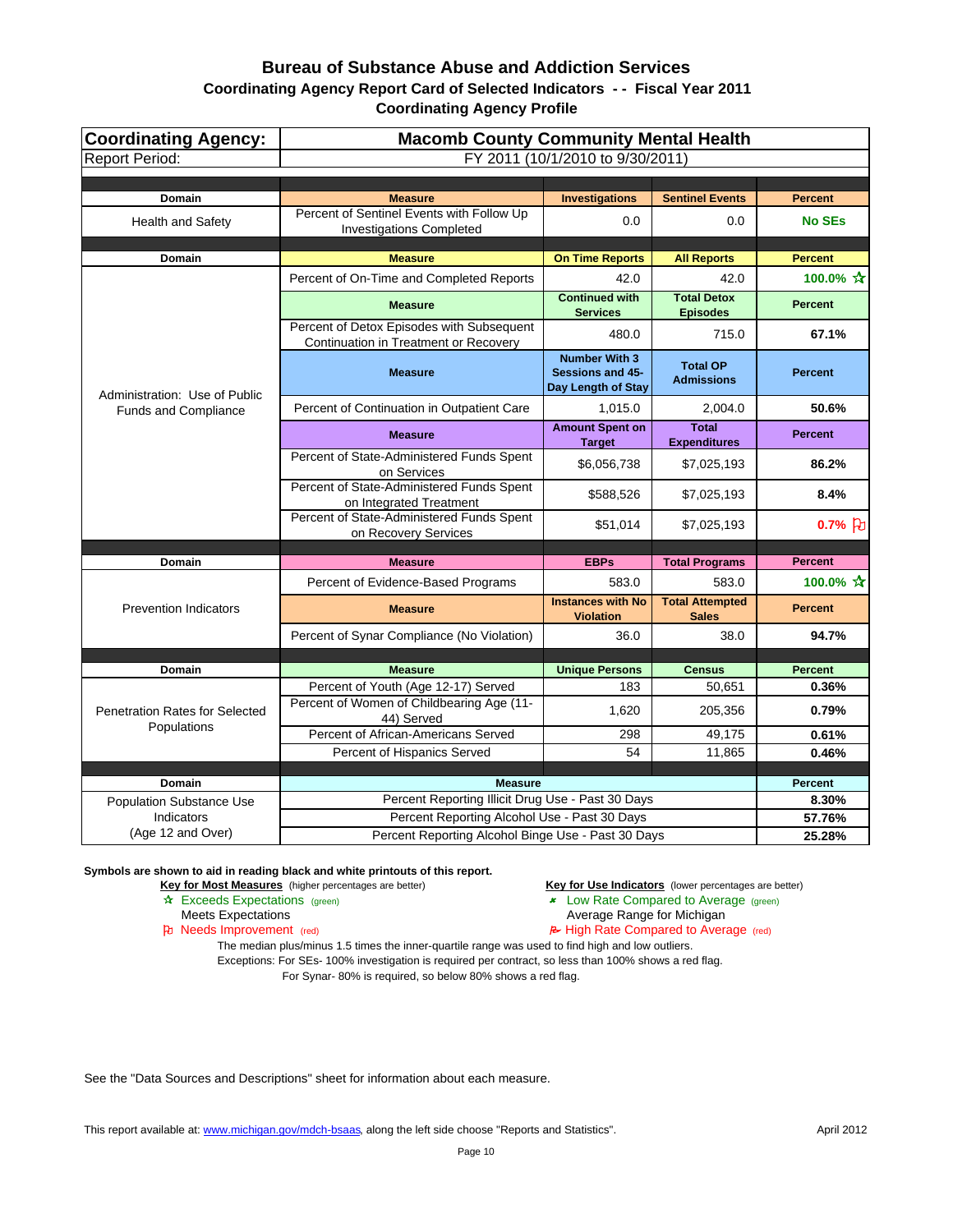# Bureau of Substance Abuse and Addiction Services

## Coordinating Agency Report Card of Selected Indicators - - Fiscal Year 2011

### Coordinating Agency Profile

| **Coordinating Agency:** | **Macomb County Community Mental Health** | | | |
|---|---|---|---|---|
| Report Period: | FY 2011 (10/1/2010 to 9/30/2011) | | | |
| **Domain** | **Measure** | **Investigations** | **Sentinel Events** | **Percent** |
| Health and Safety | Percent of Sentinel Events with Follow Up Investigations Completed | 0.0 | 0.0 | **No SEs** |
| **Domain** | **Measure** | **On Time Reports** | **All Reports** | **Percent** |
| Administration: Use of Public Funds and Compliance | Percent of On-Time and Completed Reports | 42.0 | 42.0 | **100.0%** ☆ |
| | **Measure** | **Continued with Services** | **Total Detox Episodes** | **Percent** |
| | Percent of Detox Episodes with Subsequent Continuation in Treatment or Recovery | 480.0 | 715.0 | **67.1%** |
| | **Measure** | **Number With 3 Sessions and 45-Day Length of Stay** | **Total OP Admissions** | **Percent** |
| | Percent of Continuation in Outpatient Care | 1,015.0 | 2,004.0 | **50.6%** |
| | **Measure** | **Amount Spent on Target** | **Total Expenditures** | **Percent** |
| | Percent of State-Administered Funds Spent on Services | $6,056,738 | $7,025,193 | **86.2%** |
| | Percent of State-Administered Funds Spent on Integrated Treatment | $588,526 | $7,025,193 | **8.4%** |
| | Percent of State-Administered Funds Spent on Recovery Services | $51,014 | $7,025,193 | **0.7%** ⚐ |
| **Domain** | **Measure** | **EBPs** | **Total Programs** | **Percent** |
| Prevention Indicators | Percent of Evidence-Based Programs | 583.0 | 583.0 | **100.0%** ☆ |
| | **Measure** | **Instances with No Violation** | **Total Attempted Sales** | **Percent** |
| | Percent of Synar Compliance (No Violation) | 36.0 | 38.0 | **94.7%** |
| **Domain** | **Measure** | **Unique Persons** | **Census** | **Percent** |
| Penetration Rates for Selected Populations | Percent of Youth (Age 12-17) Served | 183 | 50,651 | **0.36%** |
| | Percent of Women of Childbearing Age (11-44) Served | 1,620 | 205,356 | **0.79%** |
| | Percent of African-Americans Served | 298 | 49,175 | **0.61%** |
| | Percent of Hispanics Served | 54 | 11,865 | **0.46%** |
| **Domain** | **Measure** | | | **Percent** |
| Population Substance Use Indicators (Age 12 and Over) | Percent Reporting Illicit Drug Use - Past 30 Days | | | **8.30%** |
| | Percent Reporting Alcohol Use - Past 30 Days | | | **57.76%** |
| | Percent Reporting Alcohol Binge Use - Past 30 Days | | | **25.28%** |

**Symbols are shown to aid in reading black and white printouts of this report.**

**Key for Most Measures** (higher percentages are better)
- ☆ Exceeds Expectations (green)
- Meets Expectations
- ⚐ Needs Improvement (red)

**Key for Use Indicators** (lower percentages are better)
- Low Rate Compared to Average (green)
- Average Range for Michigan
- High Rate Compared to Average (red)

The median plus/minus 1.5 times the inner-quartile range was used to find high and low outliers.
Exceptions: For SEs- 100% investigation is required per contract, so less than 100% shows a red flag.
For Synar- 80% is required, so below 80% shows a red flag.

See the "Data Sources and Descriptions" sheet for information about each measure.

This report available at: www.michigan.gov/mdch-bsaas, along the left side choose "Reports and Statistics".

April 2012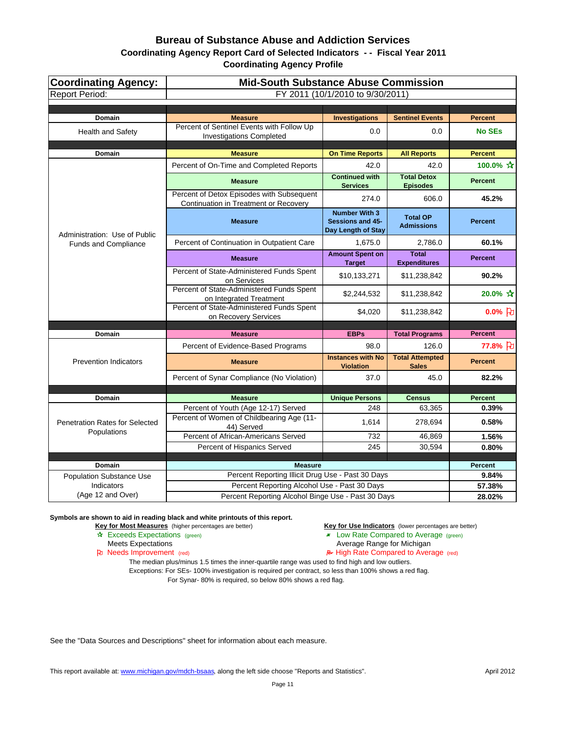# Bureau of Substance Abuse and Addiction Services

## Coordinating Agency Report Card of Selected Indicators - - Fiscal Year 2011

### Coordinating Agency Profile

| Coordinating Agency: | Mid-South Substance Abuse Commission | | | |
|---|---|---|---|---|
| Report Period: | FY 2011 (10/1/2010 to 9/30/2011) | | | |
| **Domain** | **Measure** | **Investigations** | **Sentinel Events** | **Percent** |
| Health and Safety | Percent of Sentinel Events with Follow Up Investigations Completed | 0.0 | 0.0 | No SEs |
| **Domain** | **Measure** | **On Time Reports** | **All Reports** | **Percent** |
| Administration: Use of Public Funds and Compliance | Percent of On-Time and Completed Reports | 42.0 | 42.0 | 100.0% ☆ |
| | **Measure** | **Continued with Services** | **Total Detox Episodes** | **Percent** |
| | Percent of Detox Episodes with Subsequent Continuation in Treatment or Recovery | 274.0 | 606.0 | 45.2% |
| | **Measure** | **Number With 3 Sessions and 45-Day Length of Stay** | **Total OP Admissions** | **Percent** |
| | Percent of Continuation in Outpatient Care | 1,675.0 | 2,786.0 | 60.1% |
| | **Measure** | **Amount Spent on Target** | **Total Expenditures** | **Percent** |
| | Percent of State-Administered Funds Spent on Services | $10,133,271 | $11,238,842 | 90.2% |
| | Percent of State-Administered Funds Spent on Integrated Treatment | $2,244,532 | $11,238,842 | 20.0% ☆ |
| | Percent of State-Administered Funds Spent on Recovery Services | $4,020 | $11,238,842 | 0.0% ⚐ |
| **Domain** | **Measure** | **EBPs** | **Total Programs** | **Percent** |
| Prevention Indicators | Percent of Evidence-Based Programs | 98.0 | 126.0 | 77.8% ⚐ |
| | **Measure** | **Instances with No Violation** | **Total Attempted Sales** | **Percent** |
| | Percent of Synar Compliance (No Violation) | 37.0 | 45.0 | 82.2% |
| **Domain** | **Measure** | **Unique Persons** | **Census** | **Percent** |
| Penetration Rates for Selected Populations | Percent of Youth (Age 12-17) Served | 248 | 63,365 | 0.39% |
| | Percent of Women of Childbearing Age (11-44) Served | 1,614 | 278,694 | 0.58% |
| | Percent of African-Americans Served | 732 | 46,869 | 1.56% |
| | Percent of Hispanics Served | 245 | 30,594 | 0.80% |
| **Domain** | **Measure** | | | **Percent** |
| Population Substance Use Indicators (Age 12 and Over) | Percent Reporting Illicit Drug Use - Past 30 Days | | | 9.84% |
| | Percent Reporting Alcohol Use - Past 30 Days | | | 57.38% |
| | Percent Reporting Alcohol Binge Use - Past 30 Days | | | 28.02% |

**Symbols are shown to aid in reading black and white printouts of this report.**

**Key for Most Measures** (higher percentages are better)
- ☆ Exceeds Expectations (green)
- Meets Expectations
- ⚐ Needs Improvement (red)

**Key for Use Indicators** (lower percentages are better)
- Low Rate Compared to Average (green)
- Average Range for Michigan
- High Rate Compared to Average (red)

The median plus/minus 1.5 times the inner-quartile range was used to find high and low outliers.
Exceptions: For SEs- 100% investigation is required per contract, so less than 100% shows a red flag.
For Synar- 80% is required, so below 80% shows a red flag.

See the "Data Sources and Descriptions" sheet for information about each measure.

This report available at: www.michigan.gov/mdch-bsaas, along the left side choose "Reports and Statistics".

April 2012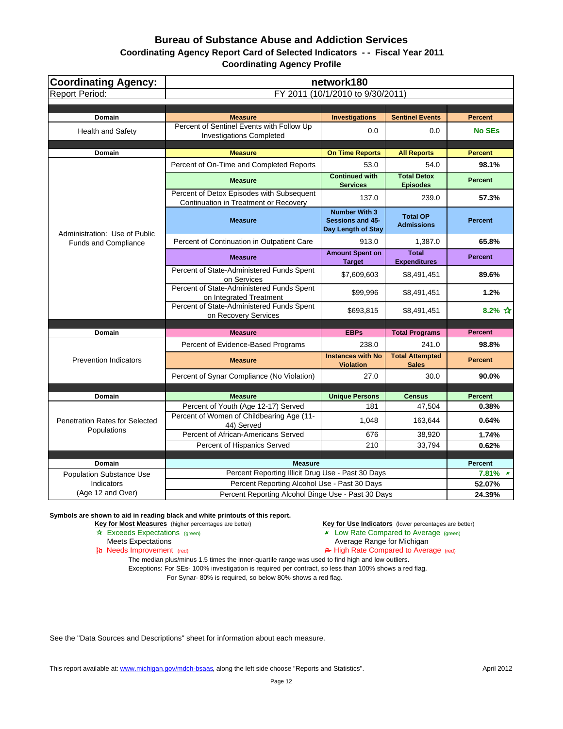# Bureau of Substance Abuse and Addiction Services

## Coordinating Agency Report Card of Selected Indicators - - Fiscal Year 2011

### Coordinating Agency Profile

| **Coordinating Agency:** | **network180** | | | |
|---|---|---|---|---|
| Report Period: | FY 2011 (10/1/2010 to 9/30/2011) | | | |

| Domain | Measure | Investigations | Sentinel Events | Percent |
|---|---|---|---|---|
| Health and Safety | Percent of Sentinel Events with Follow Up Investigations Completed | 0.0 | 0.0 | **No SEs** |

| Domain | Measure | | | Percent |
|---|---|---|---|---|
| Administration: Use of Public Funds and Compliance | **Measure** | **On Time Reports** | **All Reports** | **Percent** |
| | Percent of On-Time and Completed Reports | 53.0 | 54.0 | **98.1%** |
| | **Measure** | **Continued with Services** | **Total Detox Episodes** | **Percent** |
| | Percent of Detox Episodes with Subsequent Continuation in Treatment or Recovery | 137.0 | 239.0 | **57.3%** |
| | **Measure** | **Number With 3 Sessions and 45-Day Length of Stay** | **Total OP Admissions** | **Percent** |
| | Percent of Continuation in Outpatient Care | 913.0 | 1,387.0 | **65.8%** |
| | **Measure** | **Amount Spent on Target** | **Total Expenditures** | **Percent** |
| | Percent of State-Administered Funds Spent on Services | $7,609,603 | $8,491,451 | **89.6%** |
| | Percent of State-Administered Funds Spent on Integrated Treatment | $99,996 | $8,491,451 | **1.2%** |
| | Percent of State-Administered Funds Spent on Recovery Services | $693,815 | $8,491,451 | **8.2%** ☆ |

| Domain | Measure | | | Percent |
|---|---|---|---|---|
| Prevention Indicators | **Measure** | **EBPs** | **Total Programs** | **Percent** |
| | Percent of Evidence-Based Programs | 238.0 | 241.0 | **98.8%** |
| | **Measure** | **Instances with No Violation** | **Total Attempted Sales** | **Percent** |
| | Percent of Synar Compliance (No Violation) | 27.0 | 30.0 | **90.0%** |

| Domain | Measure | Unique Persons | Census | Percent |
|---|---|---|---|---|
| Penetration Rates for Selected Populations | Percent of Youth (Age 12-17) Served | 181 | 47,504 | **0.38%** |
| | Percent of Women of Childbearing Age (11-44) Served | 1,048 | 163,644 | **0.64%** |
| | Percent of African-Americans Served | 676 | 38,920 | **1.74%** |
| | Percent of Hispanics Served | 210 | 33,794 | **0.62%** |

| Domain | Measure | Percent |
|---|---|---|
| Population Substance Use Indicators (Age 12 and Over) | Percent Reporting Illicit Drug Use - Past 30 Days | **7.81%** ★ |
| | Percent Reporting Alcohol Use - Past 30 Days | **52.07%** |
| | Percent Reporting Alcohol Binge Use - Past 30 Days | **24.39%** |

**Symbols are shown to aid in reading black and white printouts of this report.**

**Key for Most Measures** (higher percentages are better)
- ☆ Exceeds Expectations (green)
- Meets Expectations
- Needs Improvement (red)

**Key for Use Indicators** (lower percentages are better)
- ★ Low Rate Compared to Average (green)
- Average Range for Michigan
- High Rate Compared to Average (red)

The median plus/minus 1.5 times the inner-quartile range was used to find high and low outliers.
Exceptions: For SEs- 100% investigation is required per contract, so less than 100% shows a red flag.
For Synar- 80% is required, so below 80% shows a red flag.

See the "Data Sources and Descriptions" sheet for information about each measure.

This report available at: www.michigan.gov/mdch-bsaas, along the left side choose "Reports and Statistics".

April 2012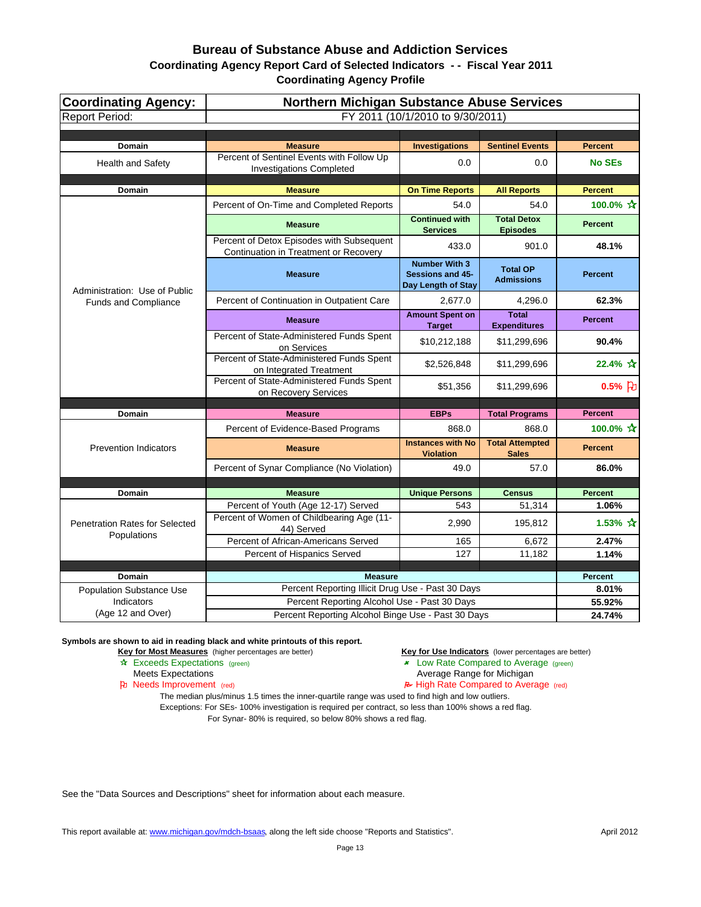# Bureau of Substance Abuse and Addiction Services

## Coordinating Agency Report Card of Selected Indicators - - Fiscal Year 2011

## Coordinating Agency Profile

| Coordinating Agency: | Northern Michigan Substance Abuse Services | | | |
|---|---|---|---|---|
| Report Period: | FY 2011 (10/1/2010 to 9/30/2011) | | | |
| **Domain** | **Measure** | **Investigations** | **Sentinel Events** | **Percent** |
| Health and Safety | Percent of Sentinel Events with Follow Up Investigations Completed | 0.0 | 0.0 | **No SEs** |
| **Domain** | **Measure** | **On Time Reports** | **All Reports** | **Percent** |
| Administration: Use of Public Funds and Compliance | Percent of On-Time and Completed Reports | 54.0 | 54.0 | **100.0%** ☆ |
| | **Measure** | **Continued with Services** | **Total Detox Episodes** | **Percent** |
| | Percent of Detox Episodes with Subsequent Continuation in Treatment or Recovery | 433.0 | 901.0 | **48.1%** |
| | **Measure** | **Number With 3 Sessions and 45-Day Length of Stay** | **Total OP Admissions** | **Percent** |
| | Percent of Continuation in Outpatient Care | 2,677.0 | 4,296.0 | **62.3%** |
| | **Measure** | **Amount Spent on Target** | **Total Expenditures** | **Percent** |
| | Percent of State-Administered Funds Spent on Services | $10,212,188 | $11,299,696 | **90.4%** |
| | Percent of State-Administered Funds Spent on Integrated Treatment | $2,526,848 | $11,299,696 | **22.4%** ☆ |
| | Percent of State-Administered Funds Spent on Recovery Services | $51,356 | $11,299,696 | **0.5%** ⚐ |
| **Domain** | **Measure** | **EBPs** | **Total Programs** | **Percent** |
| Prevention Indicators | Percent of Evidence-Based Programs | 868.0 | 868.0 | **100.0%** ☆ |
| | **Measure** | **Instances with No Violation** | **Total Attempted Sales** | **Percent** |
| | Percent of Synar Compliance (No Violation) | 49.0 | 57.0 | **86.0%** |
| **Domain** | **Measure** | **Unique Persons** | **Census** | **Percent** |
| Penetration Rates for Selected Populations | Percent of Youth (Age 12-17) Served | 543 | 51,314 | **1.06%** |
| | Percent of Women of Childbearing Age (11-44) Served | 2,990 | 195,812 | **1.53%** ☆ |
| | Percent of African-Americans Served | 165 | 6,672 | **2.47%** |
| | Percent of Hispanics Served | 127 | 11,182 | **1.14%** |
| **Domain** | **Measure** | | | **Percent** |
| Population Substance Use Indicators (Age 12 and Over) | Percent Reporting Illicit Drug Use - Past 30 Days | | | **8.01%** |
| | Percent Reporting Alcohol Use - Past 30 Days | | | **55.92%** |
| | Percent Reporting Alcohol Binge Use - Past 30 Days | | | **24.74%** |

**Symbols are shown to aid in reading black and white printouts of this report.**

**Key for Most Measures** (higher percentages are better)
- ☆ Exceeds Expectations (green)
- Meets Expectations
- ⚐ Needs Improvement (red)

**Key for Use Indicators** (lower percentages are better)
- Low Rate Compared to Average (green)
- Average Range for Michigan
- High Rate Compared to Average (red)

The median plus/minus 1.5 times the inner-quartile range was used to find high and low outliers.
Exceptions: For SEs- 100% investigation is required per contract, so less than 100% shows a red flag.
For Synar- 80% is required, so below 80% shows a red flag.

See the "Data Sources and Descriptions" sheet for information about each measure.

This report available at: www.michigan.gov/mdch-bsaas, along the left side choose "Reports and Statistics".

April 2012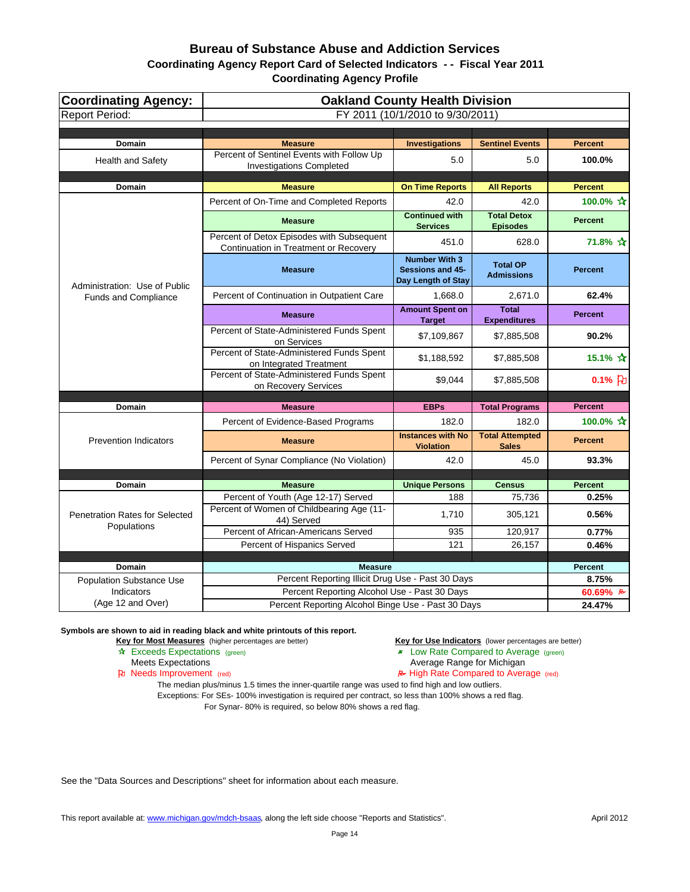# Bureau of Substance Abuse and Addiction Services

## Coordinating Agency Report Card of Selected Indicators - - Fiscal Year 2011

## Coordinating Agency Profile

| Coordinating Agency: | Oakland County Health Division | | | |
|---|---|---|---|---|
| Report Period: | FY 2011 (10/1/2010 to 9/30/2011) | | | |
| **Domain** | **Measure** | **Investigations** | **Sentinel Events** | **Percent** |
| Health and Safety | Percent of Sentinel Events with Follow Up Investigations Completed | 5.0 | 5.0 | **100.0%** |
| **Domain** | **Measure** | **On Time Reports** | **All Reports** | **Percent** |
| Administration: Use of Public Funds and Compliance | Percent of On-Time and Completed Reports | 42.0 | 42.0 | **100.0% ☆** |
| | **Measure** | **Continued with Services** | **Total Detox Episodes** | **Percent** |
| | Percent of Detox Episodes with Subsequent Continuation in Treatment or Recovery | 451.0 | 628.0 | **71.8% ☆** |
| | **Measure** | **Number With 3 Sessions and 45-Day Length of Stay** | **Total OP Admissions** | **Percent** |
| | Percent of Continuation in Outpatient Care | 1,668.0 | 2,671.0 | **62.4%** |
| | **Measure** | **Amount Spent on Target** | **Total Expenditures** | **Percent** |
| | Percent of State-Administered Funds Spent on Services | $7,109,867 | $7,885,508 | **90.2%** |
| | Percent of State-Administered Funds Spent on Integrated Treatment | $1,188,592 | $7,885,508 | **15.1% ☆** |
| | Percent of State-Administered Funds Spent on Recovery Services | $9,044 | $7,885,508 | **0.1% ⚐** |
| **Domain** | **Measure** | **EBPs** | **Total Programs** | **Percent** |
| Prevention Indicators | Percent of Evidence-Based Programs | 182.0 | 182.0 | **100.0% ☆** |
| | **Measure** | **Instances with No Violation** | **Total Attempted Sales** | **Percent** |
| | Percent of Synar Compliance (No Violation) | 42.0 | 45.0 | **93.3%** |
| **Domain** | **Measure** | **Unique Persons** | **Census** | **Percent** |
| Penetration Rates for Selected Populations | Percent of Youth (Age 12-17) Served | 188 | 75,736 | **0.25%** |
| | Percent of Women of Childbearing Age (11-44) Served | 1,710 | 305,121 | **0.56%** |
| | Percent of African-Americans Served | 935 | 120,917 | **0.77%** |
| | Percent of Hispanics Served | 121 | 26,157 | **0.46%** |
| **Domain** | **Measure** | | | **Percent** |
| Population Substance Use Indicators (Age 12 and Over) | Percent Reporting Illicit Drug Use - Past 30 Days | | | **8.75%** |
| | Percent Reporting Alcohol Use - Past 30 Days | | | **60.69% ⚑** |
| | Percent Reporting Alcohol Binge Use - Past 30 Days | | | **24.47%** |

**Symbols are shown to aid in reading black and white printouts of this report.**

**Key for Most Measures** (higher percentages are better)
- ☆ Exceeds Expectations (green)
- Meets Expectations
- ⚐ Needs Improvement (red)

**Key for Use Indicators** (lower percentages are better)
- Low Rate Compared to Average (green)
- Average Range for Michigan
- ⚑ High Rate Compared to Average (red)

The median plus/minus 1.5 times the inner-quartile range was used to find high and low outliers.

Exceptions: For SEs- 100% investigation is required per contract, so less than 100% shows a red flag.

For Synar- 80% is required, so below 80% shows a red flag.

See the "Data Sources and Descriptions" sheet for information about each measure.

This report available at: www.michigan.gov/mdch-bsaas, along the left side choose "Reports and Statistics".

April 2012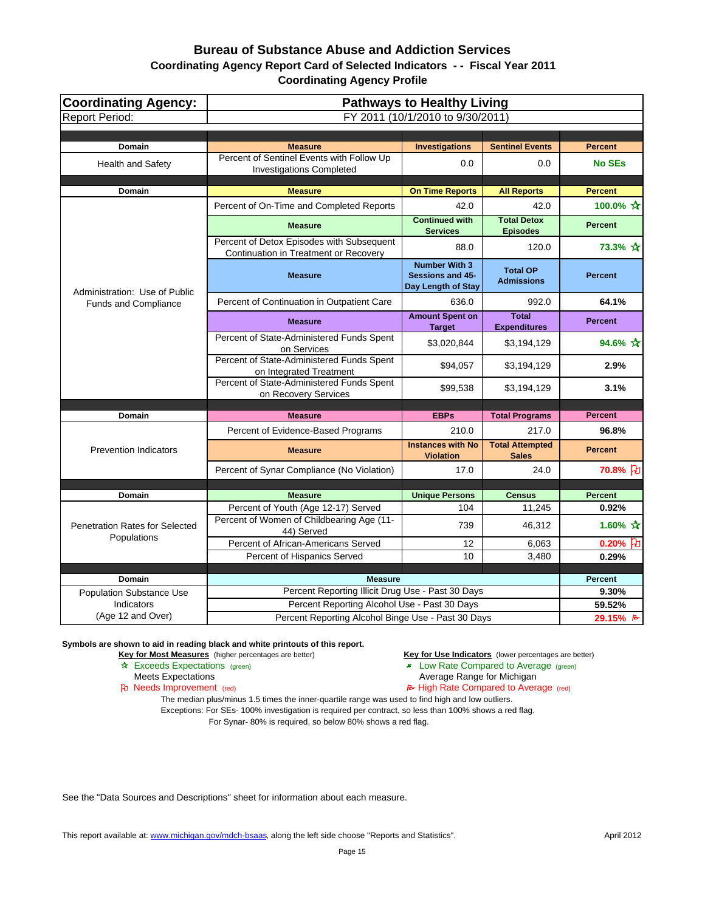# Bureau of Substance Abuse and Addiction Services

## Coordinating Agency Report Card of Selected Indicators - - Fiscal Year 2011

### Coordinating Agency Profile

| Coordinating Agency: | Pathways to Healthy Living | | | |
|---|---|---|---|---|
| Report Period: | FY 2011 (10/1/2010 to 9/30/2011) | | | |
| **Domain** | **Measure** | **Investigations** | **Sentinel Events** | **Percent** |
| Health and Safety | Percent of Sentinel Events with Follow Up Investigations Completed | 0.0 | 0.0 | No SEs |
| **Domain** | **Measure** | **On Time Reports** | **All Reports** | **Percent** |
| Administration: Use of Public Funds and Compliance | Percent of On-Time and Completed Reports | 42.0 | 42.0 | 100.0% ☆ |
| | **Measure** | **Continued with Services** | **Total Detox Episodes** | **Percent** |
| | Percent of Detox Episodes with Subsequent Continuation in Treatment or Recovery | 88.0 | 120.0 | 73.3% ☆ |
| | **Measure** | **Number With 3 Sessions and 45-Day Length of Stay** | **Total OP Admissions** | **Percent** |
| | Percent of Continuation in Outpatient Care | 636.0 | 992.0 | 64.1% |
| | **Measure** | **Amount Spent on Target** | **Total Expenditures** | **Percent** |
| | Percent of State-Administered Funds Spent on Services | $3,020,844 | $3,194,129 | 94.6% ☆ |
| | Percent of State-Administered Funds Spent on Integrated Treatment | $94,057 | $3,194,129 | 2.9% |
| | Percent of State-Administered Funds Spent on Recovery Services | $99,538 | $3,194,129 | 3.1% |
| **Domain** | **Measure** | **EBPs** | **Total Programs** | **Percent** |
| Prevention Indicators | Percent of Evidence-Based Programs | 210.0 | 217.0 | 96.8% |
| | **Measure** | **Instances with No Violation** | **Total Attempted Sales** | **Percent** |
| | Percent of Synar Compliance (No Violation) | 17.0 | 24.0 | 70.8% ⚐ |
| **Domain** | **Measure** | **Unique Persons** | **Census** | **Percent** |
| Penetration Rates for Selected Populations | Percent of Youth (Age 12-17) Served | 104 | 11,245 | 0.92% |
| | Percent of Women of Childbearing Age (11-44) Served | 739 | 46,312 | 1.60% ☆ |
| | Percent of African-Americans Served | 12 | 6,063 | 0.20% ⚐ |
| | Percent of Hispanics Served | 10 | 3,480 | 0.29% |
| **Domain** | **Measure** | | | **Percent** |
| Population Substance Use Indicators (Age 12 and Over) | Percent Reporting Illicit Drug Use - Past 30 Days | | | 9.30% |
| | Percent Reporting Alcohol Use - Past 30 Days | | | 59.52% |
| | Percent Reporting Alcohol Binge Use - Past 30 Days | | | 29.15% ⚑ |

**Symbols are shown to aid in reading black and white printouts of this report.**

**Key for Most Measures** (higher percentages are better)
- ☆ Exceeds Expectations (green)
- Meets Expectations
- ⚐ Needs Improvement (red)

**Key for Use Indicators** (lower percentages are better)
- ★ Low Rate Compared to Average (green)
- Average Range for Michigan
- ⚑ High Rate Compared to Average (red)

The median plus/minus 1.5 times the inner-quartile range was used to find high and low outliers.
Exceptions: For SEs- 100% investigation is required per contract, so less than 100% shows a red flag.
For Synar- 80% is required, so below 80% shows a red flag.

See the "Data Sources and Descriptions" sheet for information about each measure.

This report available at: www.michigan.gov/mdch-bsaas, along the left side choose "Reports and Statistics".

April 2012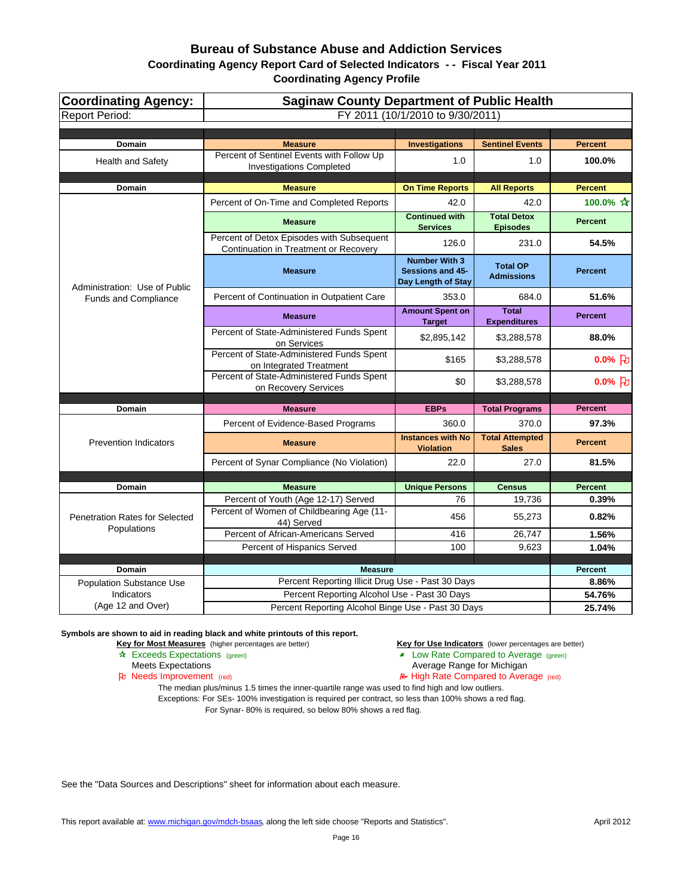# Bureau of Substance Abuse and Addiction Services

## Coordinating Agency Report Card of Selected Indicators - - Fiscal Year 2011

### Coordinating Agency Profile

| Coordinating Agency: | Saginaw County Department of Public Health | | | |
|---|---|---|---|---|
| Report Period: | FY 2011 (10/1/2010 to 9/30/2011) | | | |
| **Domain** | **Measure** | **Investigations** | **Sentinel Events** | **Percent** |
| Health and Safety | Percent of Sentinel Events with Follow Up Investigations Completed | 1.0 | 1.0 | **100.0%** |
| **Domain** | **Measure** | **On Time Reports** | **All Reports** | **Percent** |
| Administration: Use of Public Funds and Compliance | Percent of On-Time and Completed Reports | 42.0 | 42.0 | **100.0% ☆** |
| | **Measure** | **Continued with Services** | **Total Detox Episodes** | **Percent** |
| | Percent of Detox Episodes with Subsequent Continuation in Treatment or Recovery | 126.0 | 231.0 | **54.5%** |
| | **Measure** | **Number With 3 Sessions and 45-Day Length of Stay** | **Total OP Admissions** | **Percent** |
| | Percent of Continuation in Outpatient Care | 353.0 | 684.0 | **51.6%** |
| | **Measure** | **Amount Spent on Target** | **Total Expenditures** | **Percent** |
| | Percent of State-Administered Funds Spent on Services | $2,895,142 | $3,288,578 | **88.0%** |
| | Percent of State-Administered Funds Spent on Integrated Treatment | $165 | $3,288,578 | **0.0% ⚐** |
| | Percent of State-Administered Funds Spent on Recovery Services | $0 | $3,288,578 | **0.0% ⚐** |
| **Domain** | **Measure** | **EBPs** | **Total Programs** | **Percent** |
| Prevention Indicators | Percent of Evidence-Based Programs | 360.0 | 370.0 | **97.3%** |
| | **Measure** | **Instances with No Violation** | **Total Attempted Sales** | **Percent** |
| | Percent of Synar Compliance (No Violation) | 22.0 | 27.0 | **81.5%** |
| **Domain** | **Measure** | **Unique Persons** | **Census** | **Percent** |
| Penetration Rates for Selected Populations | Percent of Youth (Age 12-17) Served | 76 | 19,736 | **0.39%** |
| | Percent of Women of Childbearing Age (11-44) Served | 456 | 55,273 | **0.82%** |
| | Percent of African-Americans Served | 416 | 26,747 | **1.56%** |
| | Percent of Hispanics Served | 100 | 9,623 | **1.04%** |
| **Domain** | **Measure** | | | **Percent** |
| Population Substance Use Indicators (Age 12 and Over) | Percent Reporting Illicit Drug Use - Past 30 Days | | | **8.86%** |
| | Percent Reporting Alcohol Use - Past 30 Days | | | **54.76%** |
| | Percent Reporting Alcohol Binge Use - Past 30 Days | | | **25.74%** |

**Symbols are shown to aid in reading black and white printouts of this report.**

**Key for Most Measures** (higher percentages are better)
- ☆ Exceeds Expectations (green)
- Meets Expectations
- ⚐ Needs Improvement (red)

**Key for Use Indicators** (lower percentages are better)
- Low Rate Compared to Average (green)
- Average Range for Michigan
- High Rate Compared to Average (red)

The median plus/minus 1.5 times the inner-quartile range was used to find high and low outliers.
Exceptions: For SEs- 100% investigation is required per contract, so less than 100% shows a red flag.
For Synar- 80% is required, so below 80% shows a red flag.

See the "Data Sources and Descriptions" sheet for information about each measure.

This report available at: www.michigan.gov/mdch-bsaas, along the left side choose "Reports and Statistics".

April 2012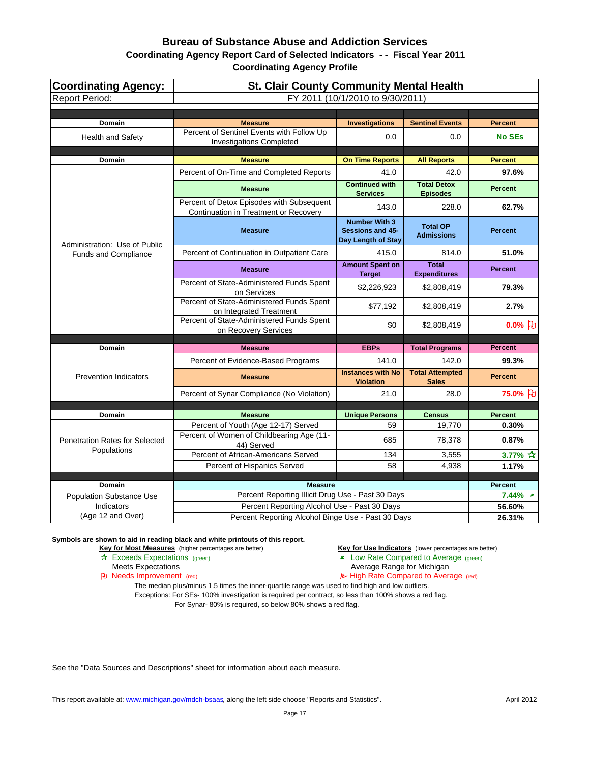# Bureau of Substance Abuse and Addiction Services

## Coordinating Agency Report Card of Selected Indicators - - Fiscal Year 2011

## Coordinating Agency Profile

| Coordinating Agency: | St. Clair County Community Mental Health | | | |
|---|---|---|---|---|
| Report Period: | FY 2011 (10/1/2010 to 9/30/2011) | | | |
| **Domain** | **Measure** | **Investigations** | **Sentinel Events** | **Percent** |
| Health and Safety | Percent of Sentinel Events with Follow Up Investigations Completed | 0.0 | 0.0 | **No SEs** |
| **Domain** | **Measure** | **On Time Reports** | **All Reports** | **Percent** |
| Administration: Use of Public Funds and Compliance | Percent of On-Time and Completed Reports | 41.0 | 42.0 | **97.6%** |
| | **Measure** | **Continued with Services** | **Total Detox Episodes** | **Percent** |
| | Percent of Detox Episodes with Subsequent Continuation in Treatment or Recovery | 143.0 | 228.0 | **62.7%** |
| | **Measure** | **Number With 3 Sessions and 45-Day Length of Stay** | **Total OP Admissions** | **Percent** |
| | Percent of Continuation in Outpatient Care | 415.0 | 814.0 | **51.0%** |
| | **Measure** | **Amount Spent on Target** | **Total Expenditures** | **Percent** |
| | Percent of State-Administered Funds Spent on Services | $2,226,923 | $2,808,419 | **79.3%** |
| | Percent of State-Administered Funds Spent on Integrated Treatment | $77,192 | $2,808,419 | **2.7%** |
| | Percent of State-Administered Funds Spent on Recovery Services | $0 | $2,808,419 | **0.0%** (Needs Improvement) |
| **Domain** | **Measure** | **EBPs** | **Total Programs** | **Percent** |
| Prevention Indicators | Percent of Evidence-Based Programs | 141.0 | 142.0 | **99.3%** |
| | **Measure** | **Instances with No Violation** | **Total Attempted Sales** | **Percent** |
| | Percent of Synar Compliance (No Violation) | 21.0 | 28.0 | **75.0%** (Needs Improvement) |
| **Domain** | **Measure** | **Unique Persons** | **Census** | **Percent** |
| Penetration Rates for Selected Populations | Percent of Youth (Age 12-17) Served | 59 | 19,770 | **0.30%** |
| | Percent of Women of Childbearing Age (11-44) Served | 685 | 78,378 | **0.87%** |
| | Percent of African-Americans Served | 134 | 3,555 | **3.77%** (Exceeds Expectations) |
| | Percent of Hispanics Served | 58 | 4,938 | **1.17%** |
| **Domain** | **Measure** | | | **Percent** |
| Population Substance Use Indicators (Age 12 and Over) | Percent Reporting Illicit Drug Use - Past 30 Days | | | **7.44%** (Low Rate Compared to Average) |
| | Percent Reporting Alcohol Use - Past 30 Days | | | **56.60%** |
| | Percent Reporting Alcohol Binge Use - Past 30 Days | | | **26.31%** |

**Symbols are shown to aid in reading black and white printouts of this report.**

**Key for Most Measures** (higher percentages are better)
- ☆ Exceeds Expectations (green)
- Meets Expectations
- ⚐ Needs Improvement (red)

**Key for Use Indicators** (lower percentages are better)
- Low Rate Compared to Average (green)
- Average Range for Michigan
- High Rate Compared to Average (red)

The median plus/minus 1.5 times the inner-quartile range was used to find high and low outliers.
Exceptions: For SEs- 100% investigation is required per contract, so less than 100% shows a red flag.
For Synar- 80% is required, so below 80% shows a red flag.

See the "Data Sources and Descriptions" sheet for information about each measure.

This report available at: www.michigan.gov/mdch-bsaas, along the left side choose "Reports and Statistics".

April 2012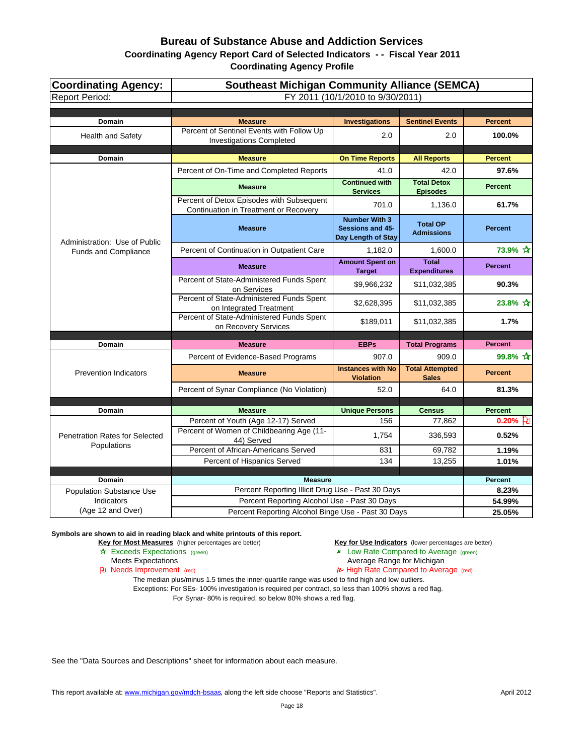# Bureau of Substance Abuse and Addiction Services

## Coordinating Agency Report Card of Selected Indicators -- Fiscal Year 2011

## Coordinating Agency Profile

| Coordinating Agency: | Southeast Michigan Community Alliance (SEMCA) | | | |
|---|---|---|---|---|
| Report Period: | FY 2011 (10/1/2010 to 9/30/2011) | | | |
| **Domain** | **Measure** | **Investigations** | **Sentinel Events** | **Percent** |
| Health and Safety | Percent of Sentinel Events with Follow Up Investigations Completed | 2.0 | 2.0 | **100.0%** |
| **Domain** | **Measure** | **On Time Reports** | **All Reports** | **Percent** |
| Administration: Use of Public Funds and Compliance | Percent of On-Time and Completed Reports | 41.0 | 42.0 | **97.6%** |
| | **Measure** | **Continued with Services** | **Total Detox Episodes** | **Percent** |
| | Percent of Detox Episodes with Subsequent Continuation in Treatment or Recovery | 701.0 | 1,136.0 | **61.7%** |
| | **Measure** | **Number With 3 Sessions and 45-Day Length of Stay** | **Total OP Admissions** | **Percent** |
| | Percent of Continuation in Outpatient Care | 1,182.0 | 1,600.0 | **73.9%** ☆ |
| | **Measure** | **Amount Spent on Target** | **Total Expenditures** | **Percent** |
| | Percent of State-Administered Funds Spent on Services | $9,966,232 | $11,032,385 | **90.3%** |
| | Percent of State-Administered Funds Spent on Integrated Treatment | $2,628,395 | $11,032,385 | **23.8%** ☆ |
| | Percent of State-Administered Funds Spent on Recovery Services | $189,011 | $11,032,385 | **1.7%** |
| **Domain** | **Measure** | **EBPs** | **Total Programs** | **Percent** |
| Prevention Indicators | Percent of Evidence-Based Programs | 907.0 | 909.0 | **99.8%** ☆ |
| | **Measure** | **Instances with No Violation** | **Total Attempted Sales** | **Percent** |
| | Percent of Synar Compliance (No Violation) | 52.0 | 64.0 | **81.3%** |
| **Domain** | **Measure** | **Unique Persons** | **Census** | **Percent** |
| Penetration Rates for Selected Populations | Percent of Youth (Age 12-17) Served | 156 | 77,862 | **0.20%** ⚐ |
| | Percent of Women of Childbearing Age (11-44) Served | 1,754 | 336,593 | **0.52%** |
| | Percent of African-Americans Served | 831 | 69,782 | **1.19%** |
| | Percent of Hispanics Served | 134 | 13,255 | **1.01%** |
| **Domain** | **Measure** | | | **Percent** |
| Population Substance Use Indicators (Age 12 and Over) | Percent Reporting Illicit Drug Use - Past 30 Days | | | **8.23%** |
| | Percent Reporting Alcohol Use - Past 30 Days | | | **54.99%** |
| | Percent Reporting Alcohol Binge Use - Past 30 Days | | | **25.05%** |

**Symbols are shown to aid in reading black and white printouts of this report.**

**Key for Most Measures** (higher percentages are better)
- ☆ Exceeds Expectations (green)
- Meets Expectations
- ⚐ Needs Improvement (red)

**Key for Use Indicators** (lower percentages are better)
- Low Rate Compared to Average (green)
- Average Range for Michigan
- High Rate Compared to Average (red)

The median plus/minus 1.5 times the inner-quartile range was used to find high and low outliers.
Exceptions: For SEs- 100% investigation is required per contract, so less than 100% shows a red flag.
For Synar- 80% is required, so below 80% shows a red flag.

See the "Data Sources and Descriptions" sheet for information about each measure.

This report available at: www.michigan.gov/mdch-bsaas, along the left side choose "Reports and Statistics".

April 2012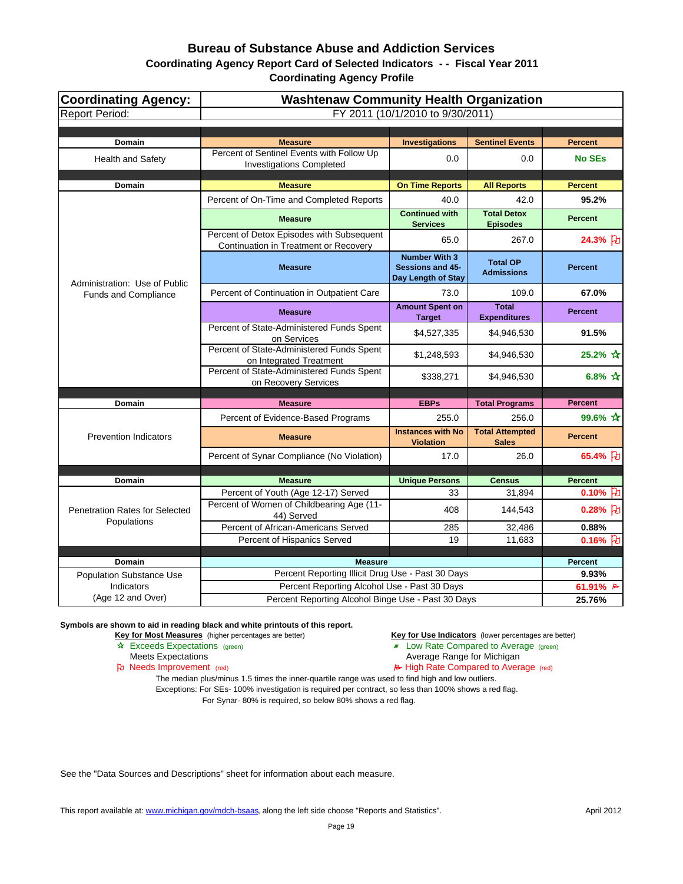# Bureau of Substance Abuse and Addiction Services

## Coordinating Agency Report Card of Selected Indicators - - Fiscal Year 2011

### Coordinating Agency Profile

| Coordinating Agency: | Washtenaw Community Health Organization | | | |
|---|---|---|---|---|
| Report Period: | FY 2011 (10/1/2010 to 9/30/2011) | | | |
| **Domain** | **Measure** | **Investigations** | **Sentinel Events** | **Percent** |
| Health and Safety | Percent of Sentinel Events with Follow Up Investigations Completed | 0.0 | 0.0 | **No SEs** |
| **Domain** | **Measure** | **On Time Reports** | **All Reports** | **Percent** |
| Administration: Use of Public Funds and Compliance | Percent of On-Time and Completed Reports | 40.0 | 42.0 | **95.2%** |
| | **Measure** | **Continued with Services** | **Total Detox Episodes** | **Percent** |
| | Percent of Detox Episodes with Subsequent Continuation in Treatment or Recovery | 65.0 | 267.0 | **24.3%** (Needs Improvement) |
| | **Measure** | **Number With 3 Sessions and 45-Day Length of Stay** | **Total OP Admissions** | **Percent** |
| | Percent of Continuation in Outpatient Care | 73.0 | 109.0 | **67.0%** |
| | **Measure** | **Amount Spent on Target** | **Total Expenditures** | **Percent** |
| | Percent of State-Administered Funds Spent on Services | $4,527,335 | $4,946,530 | **91.5%** |
| | Percent of State-Administered Funds Spent on Integrated Treatment | $1,248,593 | $4,946,530 | **25.2%** ☆ |
| | Percent of State-Administered Funds Spent on Recovery Services | $338,271 | $4,946,530 | **6.8%** ☆ |
| **Domain** | **Measure** | **EBPs** | **Total Programs** | **Percent** |
| Prevention Indicators | Percent of Evidence-Based Programs | 255.0 | 256.0 | **99.6%** ☆ |
| | **Measure** | **Instances with No Violation** | **Total Attempted Sales** | **Percent** |
| | Percent of Synar Compliance (No Violation) | 17.0 | 26.0 | **65.4%** (Needs Improvement) |
| **Domain** | **Measure** | **Unique Persons** | **Census** | **Percent** |
| Penetration Rates for Selected Populations | Percent of Youth (Age 12-17) Served | 33 | 31,894 | **0.10%** (Needs Improvement) |
| | Percent of Women of Childbearing Age (11-44) Served | 408 | 144,543 | **0.28%** (Needs Improvement) |
| | Percent of African-Americans Served | 285 | 32,486 | **0.88%** |
| | Percent of Hispanics Served | 19 | 11,683 | **0.16%** (Needs Improvement) |
| **Domain** | **Measure** | | | **Percent** |
| Population Substance Use Indicators (Age 12 and Over) | Percent Reporting Illicit Drug Use - Past 30 Days | | | **9.93%** |
| | Percent Reporting Alcohol Use - Past 30 Days | | | **61.91%** (High Rate Compared to Average) |
| | Percent Reporting Alcohol Binge Use - Past 30 Days | | | **25.76%** |

**Symbols are shown to aid in reading black and white printouts of this report.**

**Key for Most Measures** (higher percentages are better)
- ☆ Exceeds Expectations (green)
- Meets Expectations
- Needs Improvement (red)

**Key for Use Indicators** (lower percentages are better)
- Low Rate Compared to Average (green)
- Average Range for Michigan
- High Rate Compared to Average (red)

The median plus/minus 1.5 times the inner-quartile range was used to find high and low outliers.
Exceptions: For SEs- 100% investigation is required per contract, so less than 100% shows a red flag.
For Synar- 80% is required, so below 80% shows a red flag.

See the "Data Sources and Descriptions" sheet for information about each measure.

This report available at: www.michigan.gov/mdch-bsaas, along the left side choose "Reports and Statistics".

April 2012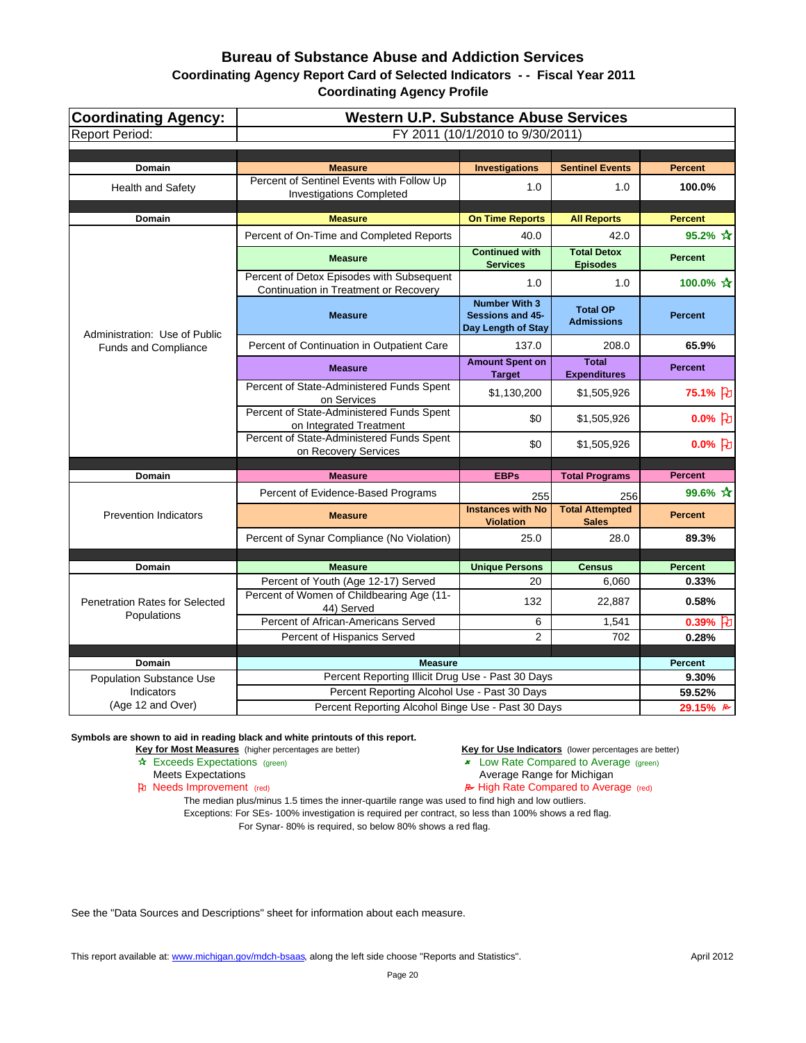# Bureau of Substance Abuse and Addiction Services

## Coordinating Agency Report Card of Selected Indicators - - Fiscal Year 2011

### Coordinating Agency Profile

| Coordinating Agency: | Western U.P. Substance Abuse Services | | | |
|---|---|---|---|---|
| Report Period: | FY 2011 (10/1/2010 to 9/30/2011) | | | |
| **Domain** | **Measure** | **Investigations** | **Sentinel Events** | **Percent** |
| Health and Safety | Percent of Sentinel Events with Follow Up Investigations Completed | 1.0 | 1.0 | **100.0%** |
| **Domain** | **Measure** | **On Time Reports** | **All Reports** | **Percent** |
| Administration: Use of Public Funds and Compliance | Percent of On-Time and Completed Reports | 40.0 | 42.0 | **95.2% ☆** |
| | **Measure** | **Continued with Services** | **Total Detox Episodes** | **Percent** |
| | Percent of Detox Episodes with Subsequent Continuation in Treatment or Recovery | 1.0 | 1.0 | **100.0% ☆** |
| | **Measure** | **Number With 3 Sessions and 45-Day Length of Stay** | **Total OP Admissions** | **Percent** |
| | Percent of Continuation in Outpatient Care | 137.0 | 208.0 | **65.9%** |
| | **Measure** | **Amount Spent on Target** | **Total Expenditures** | **Percent** |
| | Percent of State-Administered Funds Spent on Services | $1,130,200 | $1,505,926 | **75.1% ⚐** |
| | Percent of State-Administered Funds Spent on Integrated Treatment | $0 | $1,505,926 | **0.0% ⚐** |
| | Percent of State-Administered Funds Spent on Recovery Services | $0 | $1,505,926 | **0.0% ⚐** |
| **Domain** | **Measure** | **EBPs** | **Total Programs** | **Percent** |
| Prevention Indicators | Percent of Evidence-Based Programs | 255 | 256 | **99.6% ☆** |
| | **Measure** | **Instances with No Violation** | **Total Attempted Sales** | **Percent** |
| | Percent of Synar Compliance (No Violation) | 25.0 | 28.0 | **89.3%** |
| **Domain** | **Measure** | **Unique Persons** | **Census** | **Percent** |
| Penetration Rates for Selected Populations | Percent of Youth (Age 12-17) Served | 20 | 6,060 | **0.33%** |
| | Percent of Women of Childbearing Age (11-44) Served | 132 | 22,887 | **0.58%** |
| | Percent of African-Americans Served | 6 | 1,541 | **0.39% ⚐** |
| | Percent of Hispanics Served | 2 | 702 | **0.28%** |
| **Domain** | **Measure** | | | **Percent** |
| Population Substance Use Indicators (Age 12 and Over) | Percent Reporting Illicit Drug Use - Past 30 Days | | | **9.30%** |
| | Percent Reporting Alcohol Use - Past 30 Days | | | **59.52%** |
| | Percent Reporting Alcohol Binge Use - Past 30 Days | | | **29.15% ⚑** |

**Symbols are shown to aid in reading black and white printouts of this report.**

**Key for Most Measures** (higher percentages are better)
- ☆ Exceeds Expectations (green)
- Meets Expectations
- ⚐ Needs Improvement (red)

**Key for Use Indicators** (lower percentages are better)
- ✦ Low Rate Compared to Average (green)
- Average Range for Michigan
- ⚑ High Rate Compared to Average (red)

The median plus/minus 1.5 times the inner-quartile range was used to find high and low outliers.
Exceptions: For SEs- 100% investigation is required per contract, so less than 100% shows a red flag.
For Synar- 80% is required, so below 80% shows a red flag.

See the "Data Sources and Descriptions" sheet for information about each measure.

This report available at: www.michigan.gov/mdch-bsaas, along the left side choose "Reports and Statistics".

April 2012